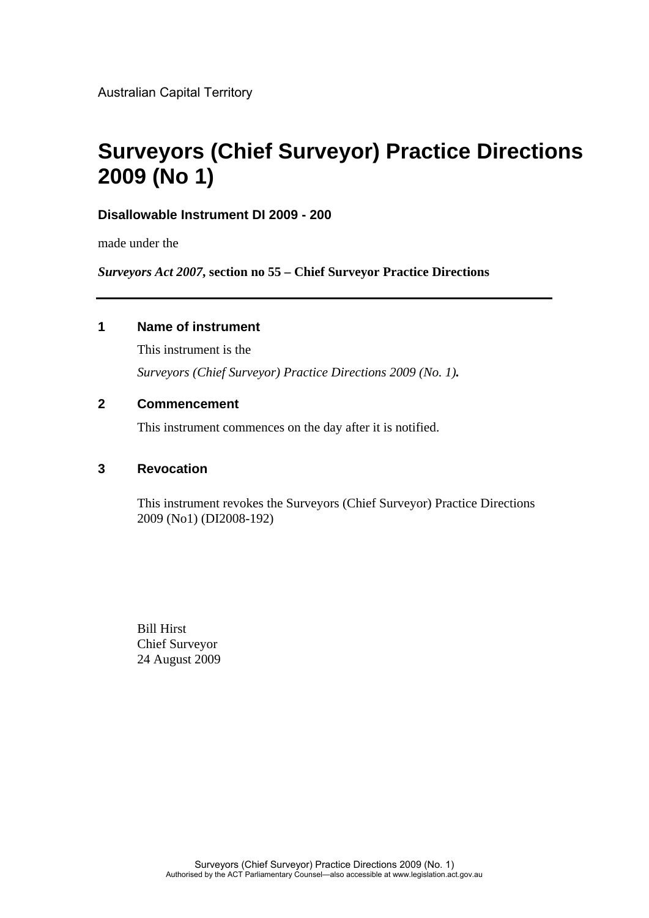Australian Capital Territory

# Surveyors (Chief Surveyor) Practice Directions 2009 (No 1)

**Disallowable Instrument DI 2009 - 200**

made under the

***Surveyors Act 2007*, section no 55 – Chief Surveyor Practice Directions**

---

## 1 Name of instrument

This instrument is the

*Surveyors (Chief Surveyor) Practice Directions 2009 (No. 1)***.**

## 2 Commencement

This instrument commences on the day after it is notified.

## 3 Revocation

This instrument revokes the Surveyors (Chief Surveyor) Practice Directions 2009 (No1) (DI2008-192)

Bill Hirst
Chief Surveyor
24 August 2009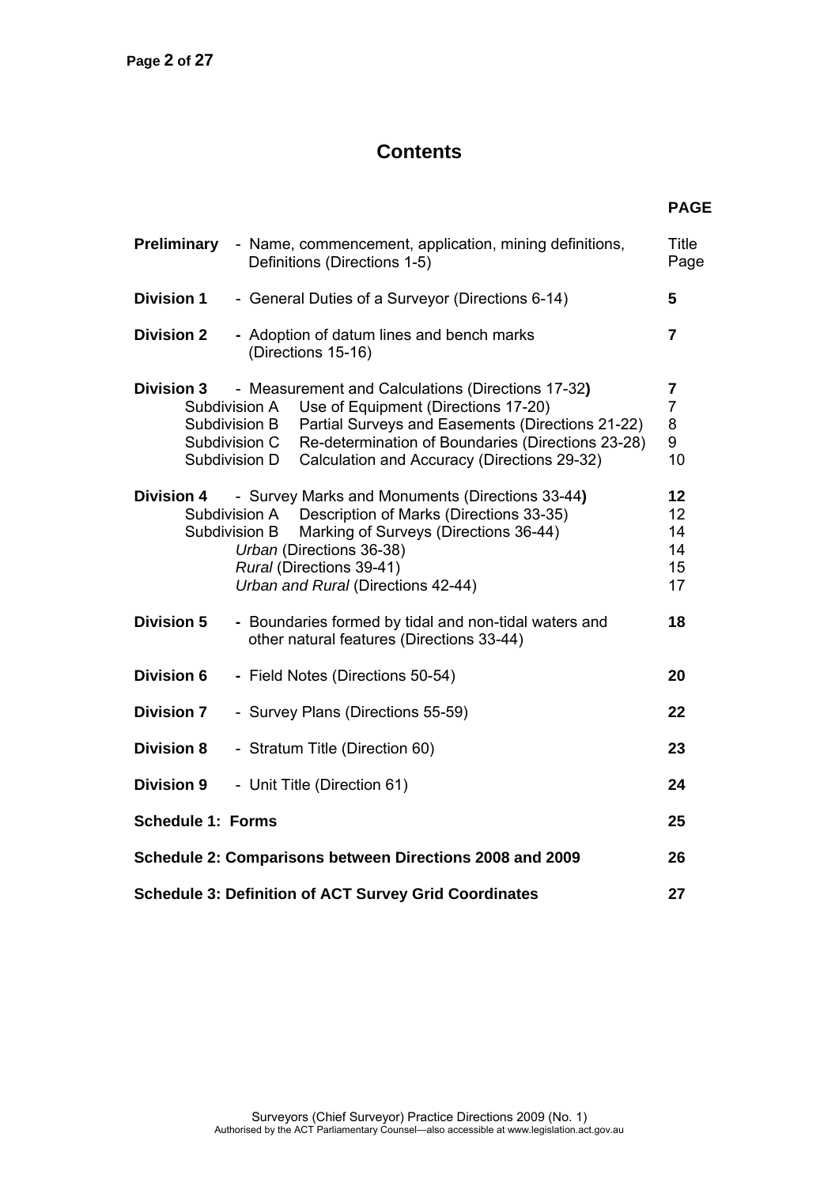# Contents

| | | PAGE |
|---|---|---|
| **Preliminary** | - Name, commencement, application, mining definitions, Definitions (Directions 1-5) | Title Page |
| **Division 1** | - General Duties of a Surveyor (Directions 6-14) | **5** |
| **Division 2** | - Adoption of datum lines and bench marks (Directions 15-16) | **7** |
| **Division 3** | - Measurement and Calculations (Directions 17-32**)** | **7** |
| Subdivision A | Use of Equipment (Directions 17-20) | 7 |
| Subdivision B | Partial Surveys and Easements (Directions 21-22) | 8 |
| Subdivision C | Re-determination of Boundaries (Directions 23-28) | 9 |
| Subdivision D | Calculation and Accuracy (Directions 29-32) | 10 |
| **Division 4** | - Survey Marks and Monuments (Directions 33-44**)** | **12** |
| Subdivision A | Description of Marks (Directions 33-35) | 12 |
| Subdivision B | Marking of Surveys (Directions 36-44) | 14 |
| | *Urban* (Directions 36-38) | 14 |
| | *Rural* (Directions 39-41) | 15 |
| | *Urban and Rural* (Directions 42-44) | 17 |
| **Division 5** | - Boundaries formed by tidal and non-tidal waters and other natural features (Directions 33-44) | **18** |
| **Division 6** | - Field Notes (Directions 50-54) | **20** |
| **Division 7** | - Survey Plans (Directions 55-59) | **22** |
| **Division 8** | - Stratum Title (Direction 60) | **23** |
| **Division 9** | - Unit Title (Direction 61) | **24** |
| **Schedule 1: Forms** | | **25** |
| **Schedule 2: Comparisons between Directions 2008 and 2009** | | **26** |
| **Schedule 3: Definition of ACT Survey Grid Coordinates** | | **27** |

Surveyors (Chief Surveyor) Practice Directions 2009 (No. 1)
Authorised by the ACT Parliamentary Counsel—also accessible at www.legislation.act.gov.au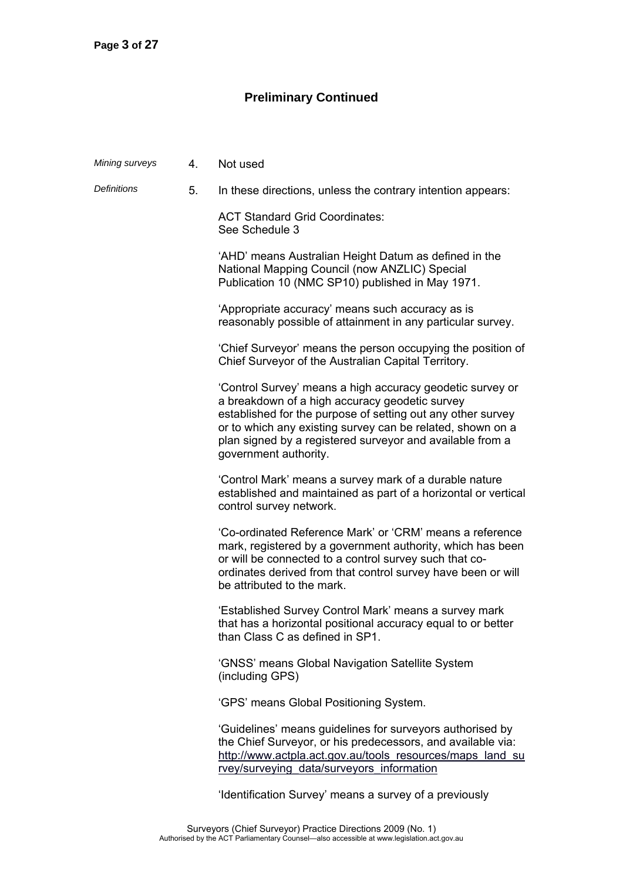## Preliminary Continued

*Mining surveys* **4.** Not used

*Definitions* **5.** In these directions, unless the contrary intention appears:

ACT Standard Grid Coordinates:
See Schedule 3

'AHD' means Australian Height Datum as defined in the National Mapping Council (now ANZLIC) Special Publication 10 (NMC SP10) published in May 1971.

'Appropriate accuracy' means such accuracy as is reasonably possible of attainment in any particular survey.

'Chief Surveyor' means the person occupying the position of Chief Surveyor of the Australian Capital Territory.

'Control Survey' means a high accuracy geodetic survey or a breakdown of a high accuracy geodetic survey established for the purpose of setting out any other survey or to which any existing survey can be related, shown on a plan signed by a registered surveyor and available from a government authority.

'Control Mark' means a survey mark of a durable nature established and maintained as part of a horizontal or vertical control survey network.

'Co-ordinated Reference Mark' or 'CRM' means a reference mark, registered by a government authority, which has been or will be connected to a control survey such that co-ordinates derived from that control survey have been or will be attributed to the mark.

'Established Survey Control Mark' means a survey mark that has a horizontal positional accuracy equal to or better than Class C as defined in SP1.

'GNSS' means Global Navigation Satellite System (including GPS)

'GPS' means Global Positioning System.

'Guidelines' means guidelines for surveyors authorised by the Chief Surveyor, or his predecessors, and available via: http://www.actpla.act.gov.au/tools_resources/maps_land_survey/surveying_data/surveyors_information

'Identification Survey' means a survey of a previously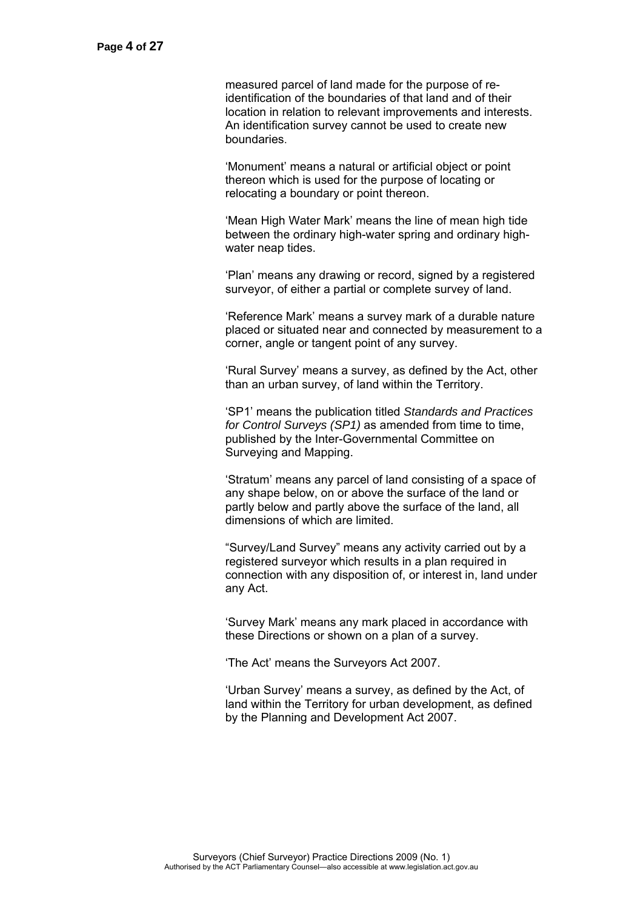measured parcel of land made for the purpose of re-identification of the boundaries of that land and of their location in relation to relevant improvements and interests. An identification survey cannot be used to create new boundaries.

'Monument' means a natural or artificial object or point thereon which is used for the purpose of locating or relocating a boundary or point thereon.

'Mean High Water Mark' means the line of mean high tide between the ordinary high-water spring and ordinary high-water neap tides.

'Plan' means any drawing or record, signed by a registered surveyor, of either a partial or complete survey of land.

'Reference Mark' means a survey mark of a durable nature placed or situated near and connected by measurement to a corner, angle or tangent point of any survey.

'Rural Survey' means a survey, as defined by the Act, other than an urban survey, of land within the Territory.

'SP1' means the publication titled *Standards and Practices for Control Surveys (SP1)* as amended from time to time, published by the Inter-Governmental Committee on Surveying and Mapping.

'Stratum' means any parcel of land consisting of a space of any shape below, on or above the surface of the land or partly below and partly above the surface of the land, all dimensions of which are limited.

"Survey/Land Survey" means any activity carried out by a registered surveyor which results in a plan required in connection with any disposition of, or interest in, land under any Act.

'Survey Mark' means any mark placed in accordance with these Directions or shown on a plan of a survey.

'The Act' means the Surveyors Act 2007.

'Urban Survey' means a survey, as defined by the Act, of land within the Territory for urban development, as defined by the Planning and Development Act 2007.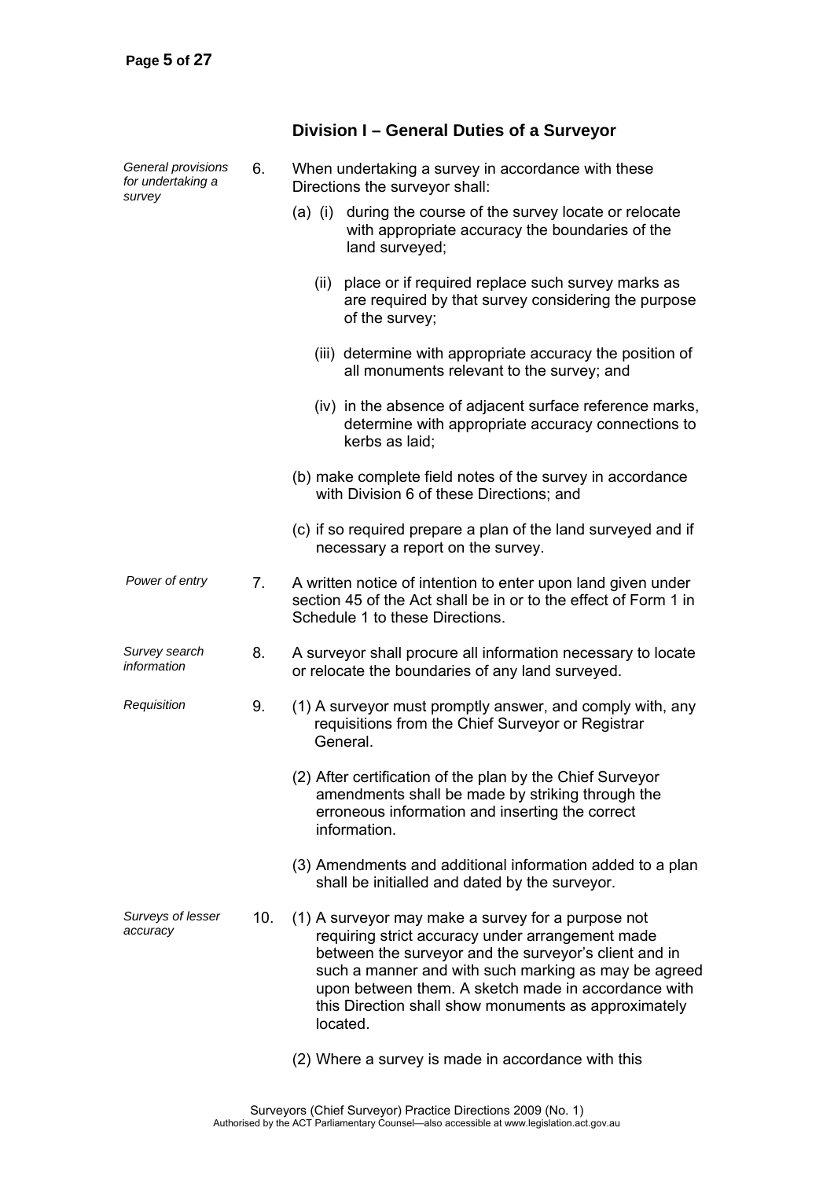## Division I – General Duties of a Surveyor

*General provisions for undertaking a survey*

6. When undertaking a survey in accordance with these Directions the surveyor shall:

   (a) (i) during the course of the survey locate or relocate with appropriate accuracy the boundaries of the land surveyed;

   (ii) place or if required replace such survey marks as are required by that survey considering the purpose of the survey;

   (iii) determine with appropriate accuracy the position of all monuments relevant to the survey; and

   (iv) in the absence of adjacent surface reference marks, determine with appropriate accuracy connections to kerbs as laid;

   (b) make complete field notes of the survey in accordance with Division 6 of these Directions; and

   (c) if so required prepare a plan of the land surveyed and if necessary a report on the survey.

*Power of entry*

7. A written notice of intention to enter upon land given under section 45 of the Act shall be in or to the effect of Form 1 in Schedule 1 to these Directions.

*Survey search information*

8. A surveyor shall procure all information necessary to locate or relocate the boundaries of any land surveyed.

*Requisition*

9. (1) A surveyor must promptly answer, and comply with, any requisitions from the Chief Surveyor or Registrar General.

   (2) After certification of the plan by the Chief Surveyor amendments shall be made by striking through the erroneous information and inserting the correct information.

   (3) Amendments and additional information added to a plan shall be initialled and dated by the surveyor.

*Surveys of lesser accuracy*

10. (1) A surveyor may make a survey for a purpose not requiring strict accuracy under arrangement made between the surveyor and the surveyor's client and in such a manner and with such marking as may be agreed upon between them. A sketch made in accordance with this Direction shall show monuments as approximately located.

   (2) Where a survey is made in accordance with this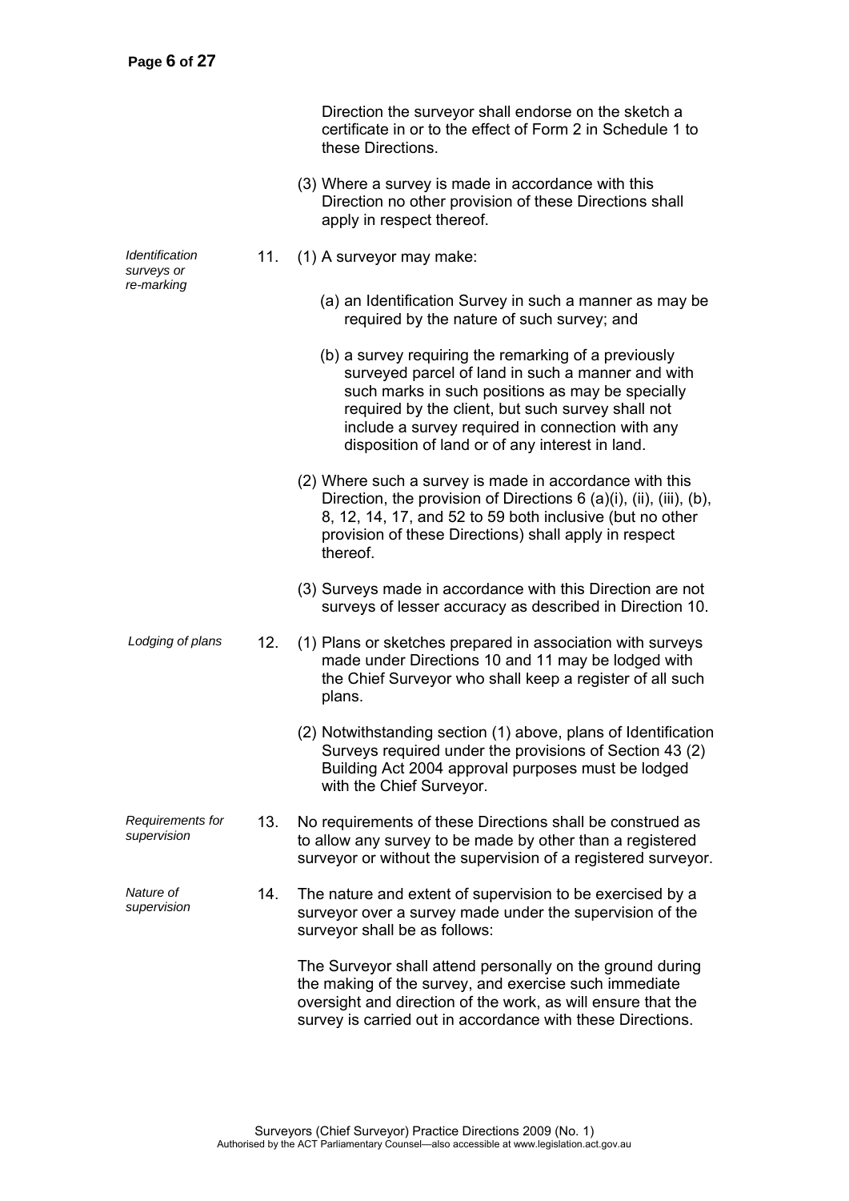Direction the surveyor shall endorse on the sketch a certificate in or to the effect of Form 2 in Schedule 1 to these Directions.

(3) Where a survey is made in accordance with this Direction no other provision of these Directions shall apply in respect thereof.

*Identification surveys or re-marking*

11. (1) A surveyor may make:

(a) an Identification Survey in such a manner as may be required by the nature of such survey; and

(b) a survey requiring the remarking of a previously surveyed parcel of land in such a manner and with such marks in such positions as may be specially required by the client, but such survey shall not include a survey required in connection with any disposition of land or of any interest in land.

(2) Where such a survey is made in accordance with this Direction, the provision of Directions 6 (a)(i), (ii), (iii), (b), 8, 12, 14, 17, and 52 to 59 both inclusive (but no other provision of these Directions) shall apply in respect thereof.

(3) Surveys made in accordance with this Direction are not surveys of lesser accuracy as described in Direction 10.

*Lodging of plans*

12. (1) Plans or sketches prepared in association with surveys made under Directions 10 and 11 may be lodged with the Chief Surveyor who shall keep a register of all such plans.

(2) Notwithstanding section (1) above, plans of Identification Surveys required under the provisions of Section 43 (2) Building Act 2004 approval purposes must be lodged with the Chief Surveyor.

*Requirements for supervision*

13. No requirements of these Directions shall be construed as to allow any survey to be made by other than a registered surveyor or without the supervision of a registered surveyor.

*Nature of supervision*

14. The nature and extent of supervision to be exercised by a surveyor over a survey made under the supervision of the surveyor shall be as follows:

The Surveyor shall attend personally on the ground during the making of the survey, and exercise such immediate oversight and direction of the work, as will ensure that the survey is carried out in accordance with these Directions.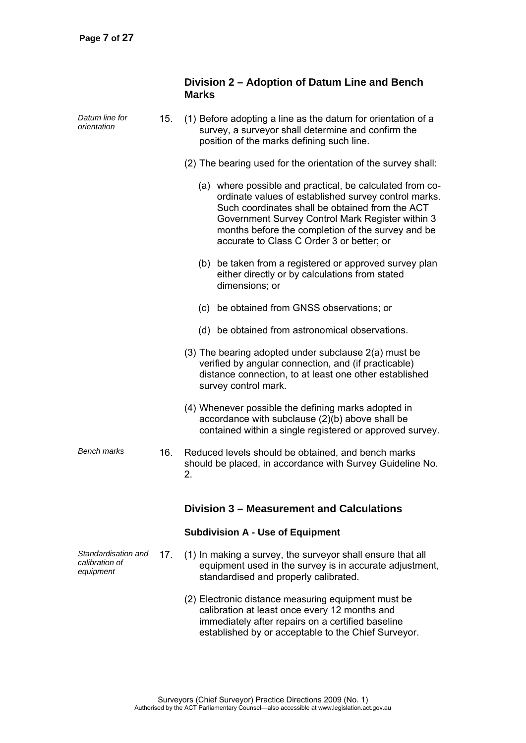## Division 2 – Adoption of Datum Line and Bench Marks

*Datum line for orientation*

15. (1) Before adopting a line as the datum for orientation of a survey, a surveyor shall determine and confirm the position of the marks defining such line.

(2) The bearing used for the orientation of the survey shall:

(a) where possible and practical, be calculated from co-ordinate values of established survey control marks. Such coordinates shall be obtained from the ACT Government Survey Control Mark Register within 3 months before the completion of the survey and be accurate to Class C Order 3 or better; or

(b) be taken from a registered or approved survey plan either directly or by calculations from stated dimensions; or

(c) be obtained from GNSS observations; or

(d) be obtained from astronomical observations.

(3) The bearing adopted under subclause 2(a) must be verified by angular connection, and (if practicable) distance connection, to at least one other established survey control mark.

(4) Whenever possible the defining marks adopted in accordance with subclause (2)(b) above shall be contained within a single registered or approved survey.

*Bench marks*

16. Reduced levels should be obtained, and bench marks should be placed, in accordance with Survey Guideline No. 2.

## Division 3 – Measurement and Calculations

### Subdivision A - Use of Equipment

*Standardisation and calibration of equipment*

17. (1) In making a survey, the surveyor shall ensure that all equipment used in the survey is in accurate adjustment, standardised and properly calibrated.

(2) Electronic distance measuring equipment must be calibration at least once every 12 months and immediately after repairs on a certified baseline established by or acceptable to the Chief Surveyor.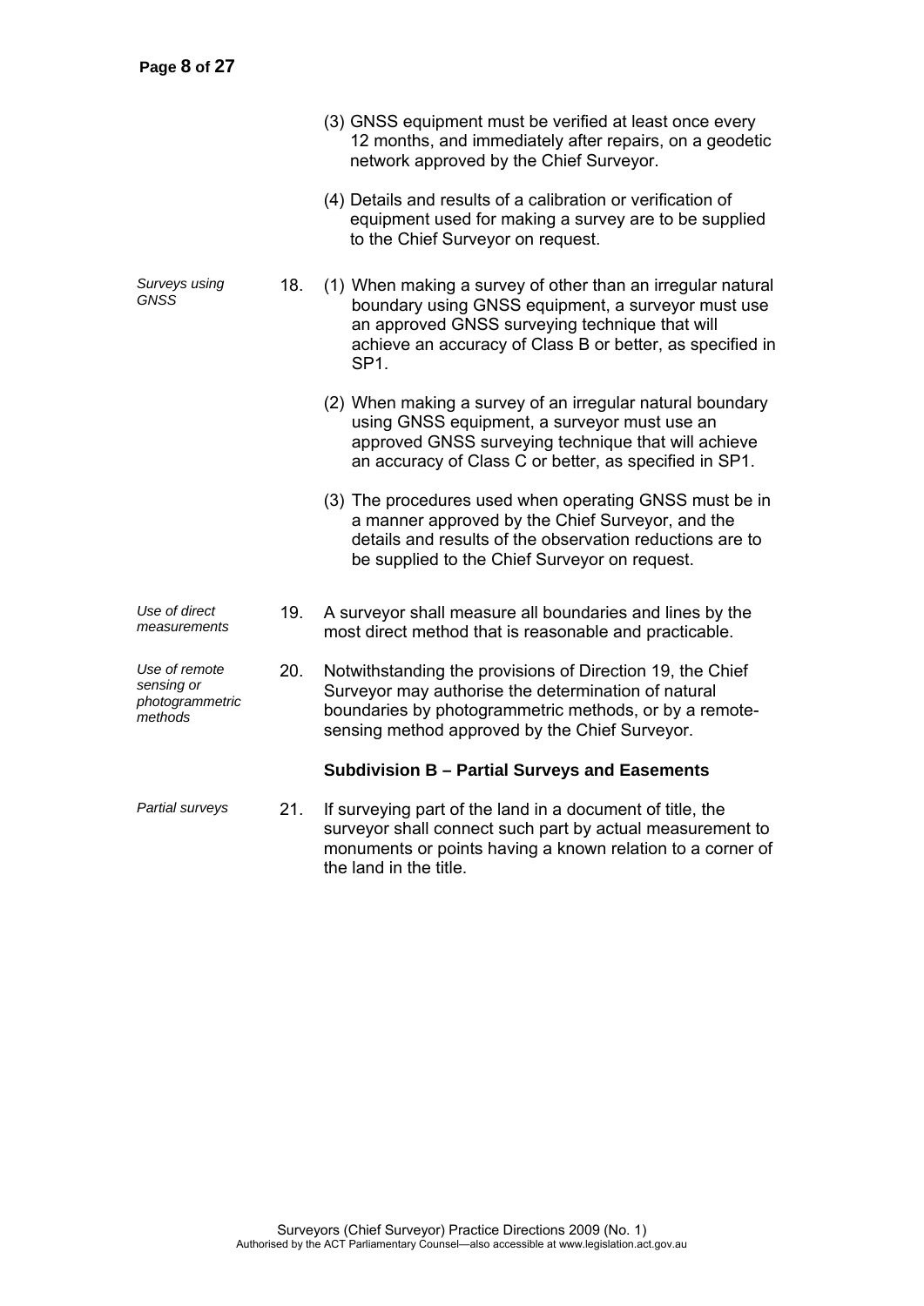(3) GNSS equipment must be verified at least once every 12 months, and immediately after repairs, on a geodetic network approved by the Chief Surveyor.

(4) Details and results of a calibration or verification of equipment used for making a survey are to be supplied to the Chief Surveyor on request.

*Surveys using GNSS*

18. (1) When making a survey of other than an irregular natural boundary using GNSS equipment, a surveyor must use an approved GNSS surveying technique that will achieve an accuracy of Class B or better, as specified in SP1.

(2) When making a survey of an irregular natural boundary using GNSS equipment, a surveyor must use an approved GNSS surveying technique that will achieve an accuracy of Class C or better, as specified in SP1.

(3) The procedures used when operating GNSS must be in a manner approved by the Chief Surveyor, and the details and results of the observation reductions are to be supplied to the Chief Surveyor on request.

*Use of direct measurements*

19. A surveyor shall measure all boundaries and lines by the most direct method that is reasonable and practicable.

*Use of remote sensing or photogrammetric methods*

20. Notwithstanding the provisions of Direction 19, the Chief Surveyor may authorise the determination of natural boundaries by photogrammetric methods, or by a remote-sensing method approved by the Chief Surveyor.

### Subdivision B – Partial Surveys and Easements

*Partial surveys*

21. If surveying part of the land in a document of title, the surveyor shall connect such part by actual measurement to monuments or points having a known relation to a corner of the land in the title.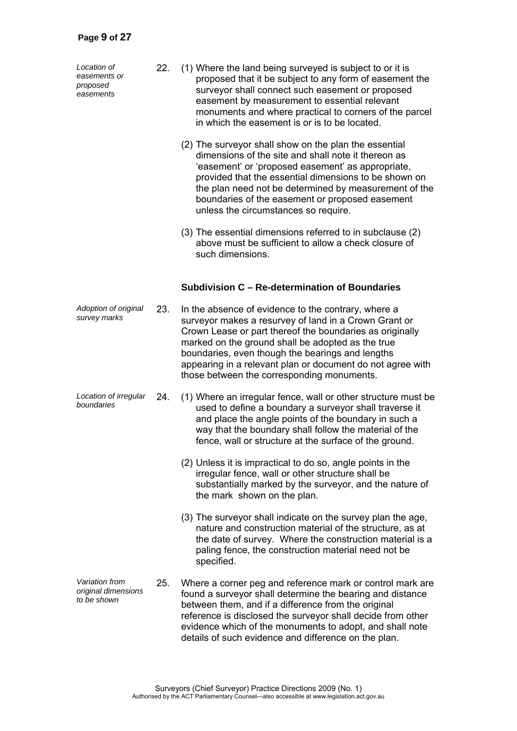*Location of easements or proposed easements*

22. (1) Where the land being surveyed is subject to or it is proposed that it be subject to any form of easement the surveyor shall connect such easement or proposed easement by measurement to essential relevant monuments and where practical to corners of the parcel in which the easement is or is to be located.

(2) The surveyor shall show on the plan the essential dimensions of the site and shall note it thereon as 'easement' or 'proposed easement' as appropriate, provided that the essential dimensions to be shown on the plan need not be determined by measurement of the boundaries of the easement or proposed easement unless the circumstances so require.

(3) The essential dimensions referred to in subclause (2) above must be sufficient to allow a check closure of such dimensions.

### Subdivision C – Re-determination of Boundaries

*Adoption of original survey marks*

23. In the absence of evidence to the contrary, where a surveyor makes a resurvey of land in a Crown Grant or Crown Lease or part thereof the boundaries as originally marked on the ground shall be adopted as the true boundaries, even though the bearings and lengths appearing in a relevant plan or document do not agree with those between the corresponding monuments.

*Location of irregular boundaries*

24. (1) Where an irregular fence, wall or other structure must be used to define a boundary a surveyor shall traverse it and place the angle points of the boundary in such a way that the boundary shall follow the material of the fence, wall or structure at the surface of the ground.

(2) Unless it is impractical to do so, angle points in the irregular fence, wall or other structure shall be substantially marked by the surveyor, and the nature of the mark shown on the plan.

(3) The surveyor shall indicate on the survey plan the age, nature and construction material of the structure, as at the date of survey. Where the construction material is a paling fence, the construction material need not be specified.

*Variation from original dimensions to be shown*

25. Where a corner peg and reference mark or control mark are found a surveyor shall determine the bearing and distance between them, and if a difference from the original reference is disclosed the surveyor shall decide from other evidence which of the monuments to adopt, and shall note details of such evidence and difference on the plan.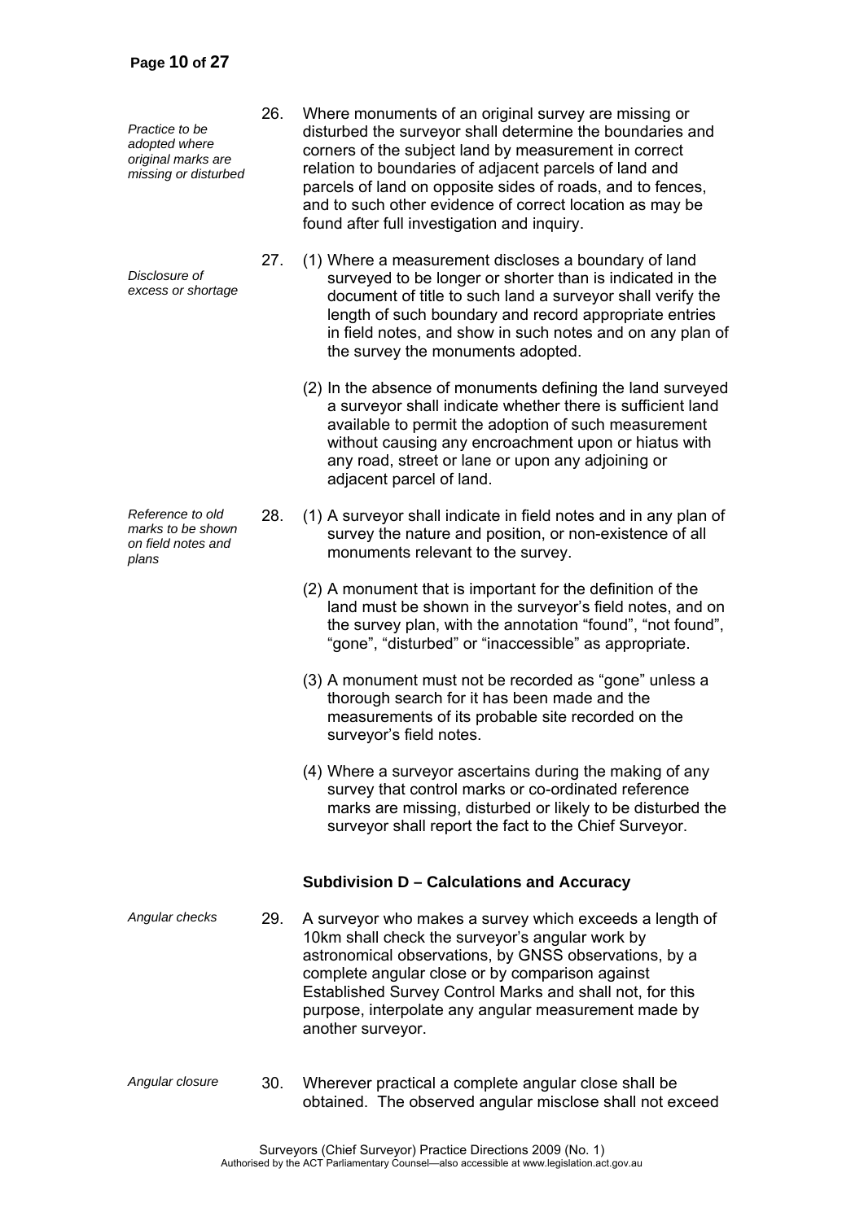*Practice to be adopted where original marks are missing or disturbed*

26. Where monuments of an original survey are missing or disturbed the surveyor shall determine the boundaries and corners of the subject land by measurement in correct relation to boundaries of adjacent parcels of land and parcels of land on opposite sides of roads, and to fences, and to such other evidence of correct location as may be found after full investigation and inquiry.

*Disclosure of excess or shortage*

27. (1) Where a measurement discloses a boundary of land surveyed to be longer or shorter than is indicated in the document of title to such land a surveyor shall verify the length of such boundary and record appropriate entries in field notes, and show in such notes and on any plan of the survey the monuments adopted.

(2) In the absence of monuments defining the land surveyed a surveyor shall indicate whether there is sufficient land available to permit the adoption of such measurement without causing any encroachment upon or hiatus with any road, street or lane or upon any adjoining or adjacent parcel of land.

*Reference to old marks to be shown on field notes and plans*

28. (1) A surveyor shall indicate in field notes and in any plan of survey the nature and position, or non-existence of all monuments relevant to the survey.

(2) A monument that is important for the definition of the land must be shown in the surveyor's field notes, and on the survey plan, with the annotation "found", "not found", "gone", "disturbed" or "inaccessible" as appropriate.

(3) A monument must not be recorded as "gone" unless a thorough search for it has been made and the measurements of its probable site recorded on the surveyor's field notes.

(4) Where a surveyor ascertains during the making of any survey that control marks or co-ordinated reference marks are missing, disturbed or likely to be disturbed the surveyor shall report the fact to the Chief Surveyor.

### Subdivision D – Calculations and Accuracy

*Angular checks*

29. A surveyor who makes a survey which exceeds a length of 10km shall check the surveyor's angular work by astronomical observations, by GNSS observations, by a complete angular close or by comparison against Established Survey Control Marks and shall not, for this purpose, interpolate any angular measurement made by another surveyor.

*Angular closure*

30. Wherever practical a complete angular close shall be obtained. The observed angular misclose shall not exceed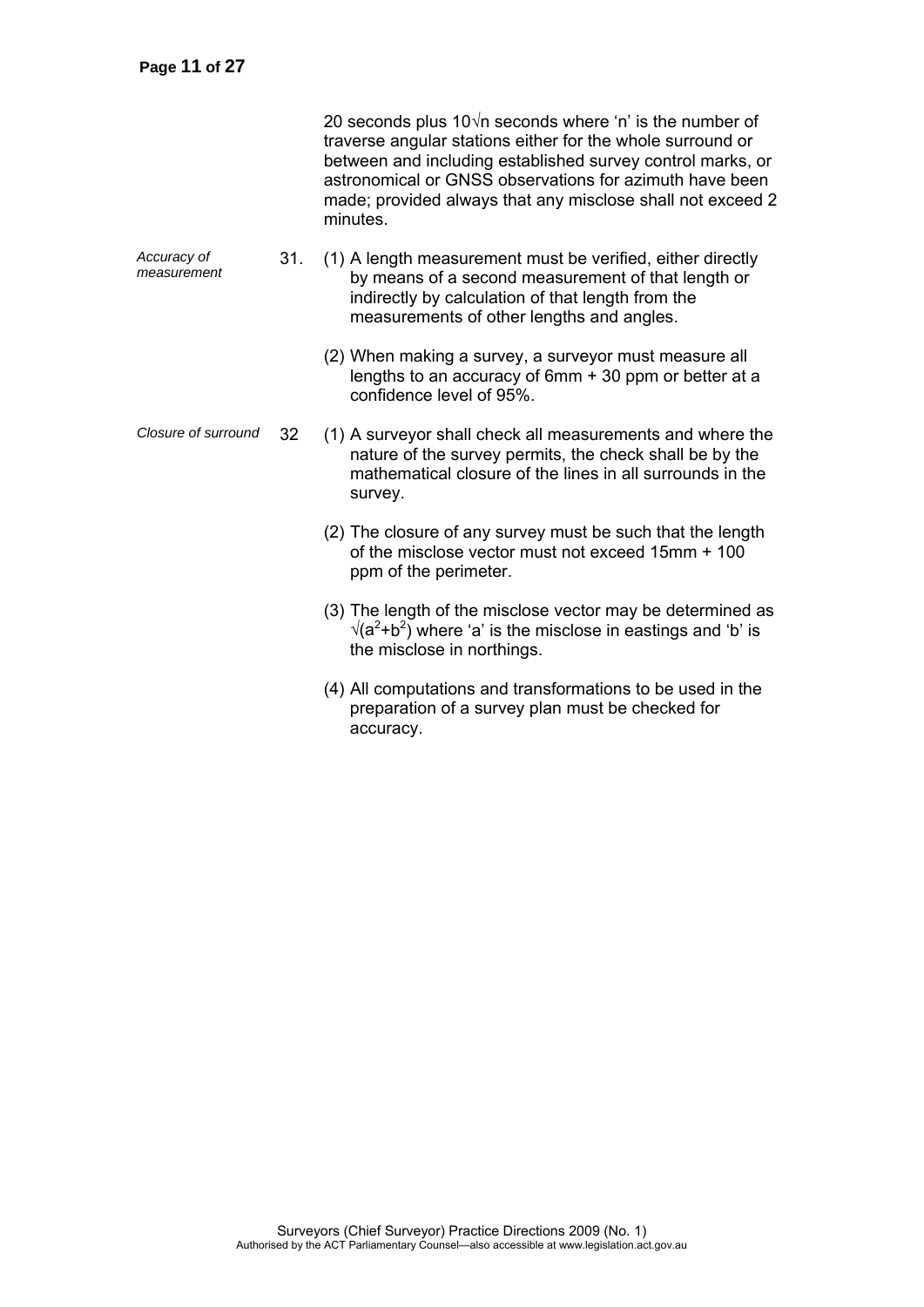20 seconds plus $10\sqrt{n}$ seconds where 'n' is the number of traverse angular stations either for the whole surround or between and including established survey control marks, or astronomical or GNSS observations for azimuth have been made; provided always that any misclose shall not exceed 2 minutes.

*Accuracy of measurement*

31. (1) A length measurement must be verified, either directly by means of a second measurement of that length or indirectly by calculation of that length from the measurements of other lengths and angles.

(2) When making a survey, a surveyor must measure all lengths to an accuracy of 6mm + 30 ppm or better at a confidence level of 95%.

*Closure of surround*

32 (1) A surveyor shall check all measurements and where the nature of the survey permits, the check shall be by the mathematical closure of the lines in all surrounds in the survey.

(2) The closure of any survey must be such that the length of the misclose vector must not exceed 15mm + 100 ppm of the perimeter.

(3) The length of the misclose vector may be determined as $\sqrt{(a^2+b^2)}$ where 'a' is the misclose in eastings and 'b' is the misclose in northings.

(4) All computations and transformations to be used in the preparation of a survey plan must be checked for accuracy.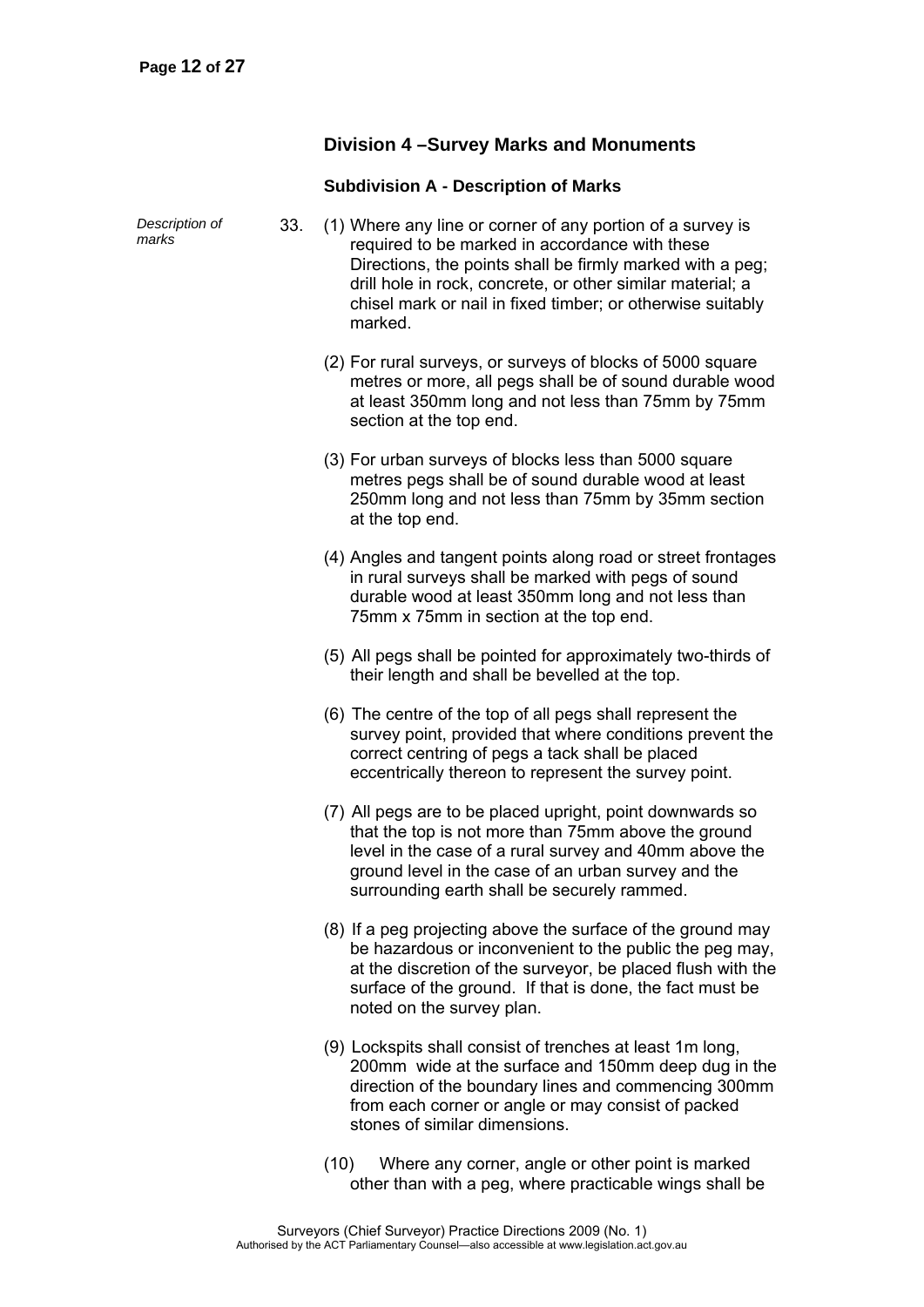## Division 4 –Survey Marks and Monuments

### Subdivision A - Description of Marks

*Description of marks*

33. (1) Where any line or corner of any portion of a survey is required to be marked in accordance with these Directions, the points shall be firmly marked with a peg; drill hole in rock, concrete, or other similar material; a chisel mark or nail in fixed timber; or otherwise suitably marked.

(2) For rural surveys, or surveys of blocks of 5000 square metres or more, all pegs shall be of sound durable wood at least 350mm long and not less than 75mm by 75mm section at the top end.

(3) For urban surveys of blocks less than 5000 square metres pegs shall be of sound durable wood at least 250mm long and not less than 75mm by 35mm section at the top end.

(4) Angles and tangent points along road or street frontages in rural surveys shall be marked with pegs of sound durable wood at least 350mm long and not less than 75mm x 75mm in section at the top end.

(5) All pegs shall be pointed for approximately two-thirds of their length and shall be bevelled at the top.

(6) The centre of the top of all pegs shall represent the survey point, provided that where conditions prevent the correct centring of pegs a tack shall be placed eccentrically thereon to represent the survey point.

(7) All pegs are to be placed upright, point downwards so that the top is not more than 75mm above the ground level in the case of a rural survey and 40mm above the ground level in the case of an urban survey and the surrounding earth shall be securely rammed.

(8) If a peg projecting above the surface of the ground may be hazardous or inconvenient to the public the peg may, at the discretion of the surveyor, be placed flush with the surface of the ground. If that is done, the fact must be noted on the survey plan.

(9) Lockspits shall consist of trenches at least 1m long, 200mm wide at the surface and 150mm deep dug in the direction of the boundary lines and commencing 300mm from each corner or angle or may consist of packed stones of similar dimensions.

(10) Where any corner, angle or other point is marked other than with a peg, where practicable wings shall be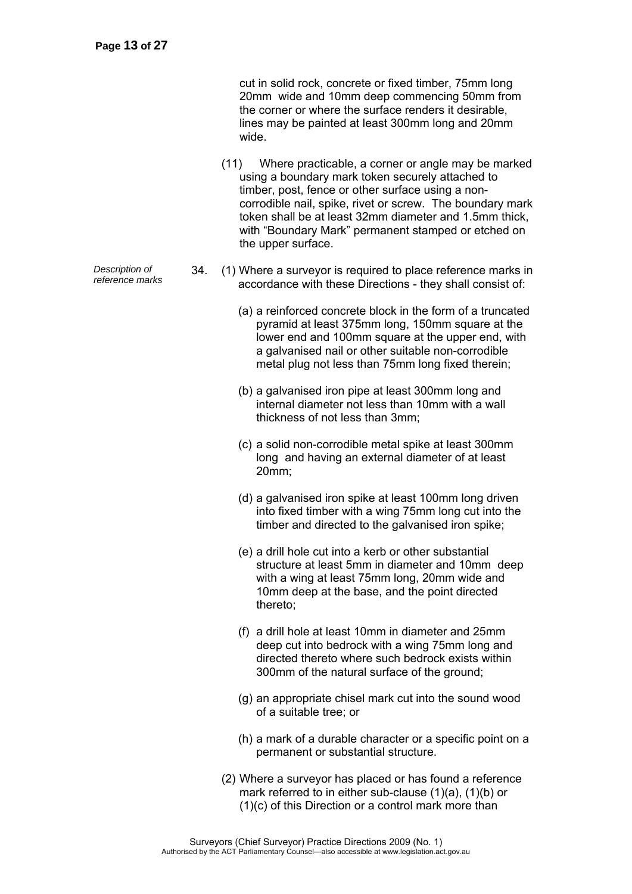cut in solid rock, concrete or fixed timber, 75mm long 20mm wide and 10mm deep commencing 50mm from the corner or where the surface renders it desirable, lines may be painted at least 300mm long and 20mm wide.

(11) Where practicable, a corner or angle may be marked using a boundary mark token securely attached to timber, post, fence or other surface using a non-corrodible nail, spike, rivet or screw. The boundary mark token shall be at least 32mm diameter and 1.5mm thick, with "Boundary Mark" permanent stamped or etched on the upper surface.

*Description of reference marks*

34. (1) Where a surveyor is required to place reference marks in accordance with these Directions - they shall consist of:

(a) a reinforced concrete block in the form of a truncated pyramid at least 375mm long, 150mm square at the lower end and 100mm square at the upper end, with a galvanised nail or other suitable non-corrodible metal plug not less than 75mm long fixed therein;

(b) a galvanised iron pipe at least 300mm long and internal diameter not less than 10mm with a wall thickness of not less than 3mm;

(c) a solid non-corrodible metal spike at least 300mm long and having an external diameter of at least 20mm;

(d) a galvanised iron spike at least 100mm long driven into fixed timber with a wing 75mm long cut into the timber and directed to the galvanised iron spike;

(e) a drill hole cut into a kerb or other substantial structure at least 5mm in diameter and 10mm deep with a wing at least 75mm long, 20mm wide and 10mm deep at the base, and the point directed thereto;

(f) a drill hole at least 10mm in diameter and 25mm deep cut into bedrock with a wing 75mm long and directed thereto where such bedrock exists within 300mm of the natural surface of the ground;

(g) an appropriate chisel mark cut into the sound wood of a suitable tree; or

(h) a mark of a durable character or a specific point on a permanent or substantial structure.

(2) Where a surveyor has placed or has found a reference mark referred to in either sub-clause (1)(a), (1)(b) or (1)(c) of this Direction or a control mark more than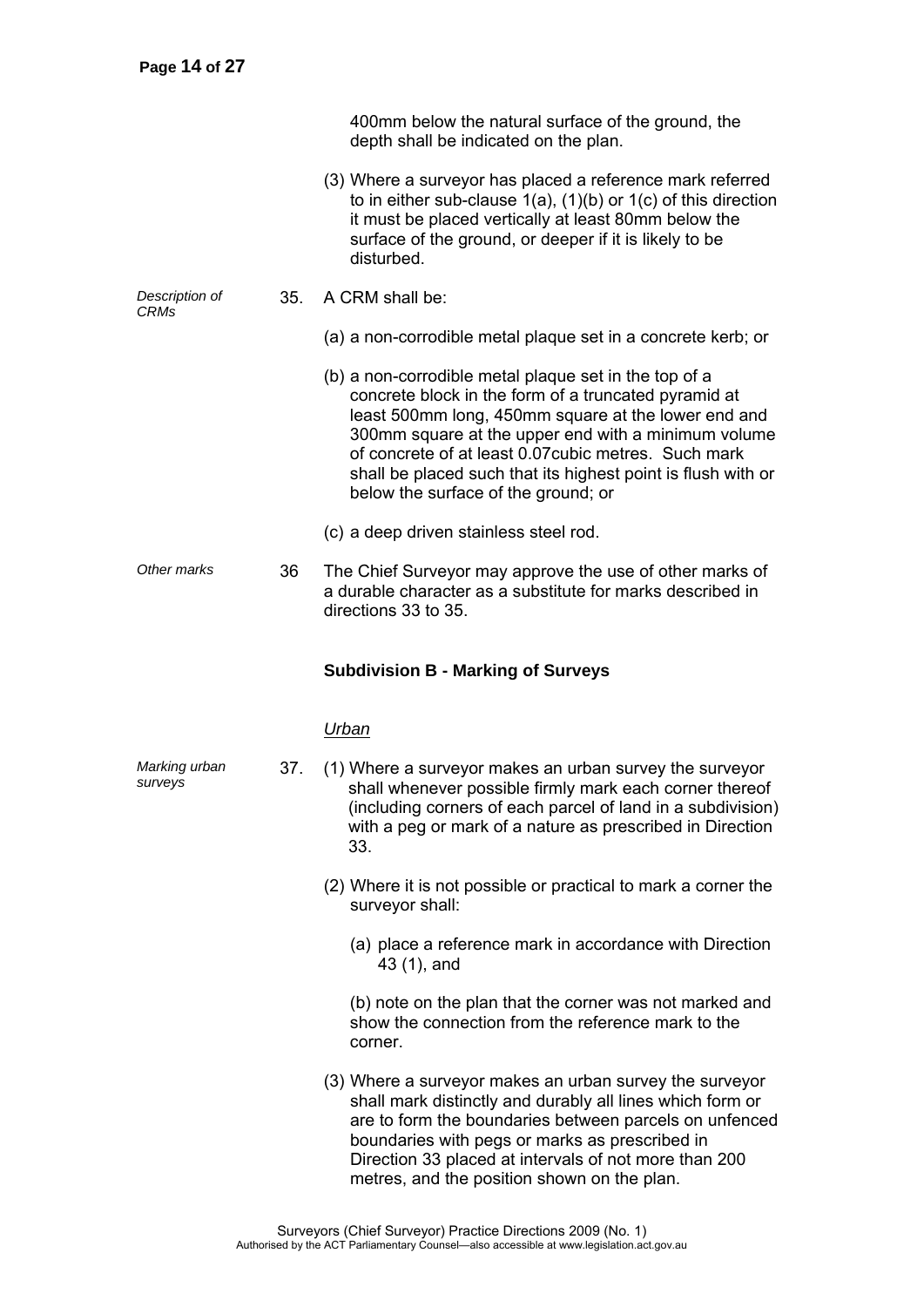400mm below the natural surface of the ground, the depth shall be indicated on the plan.

(3) Where a surveyor has placed a reference mark referred to in either sub-clause 1(a), (1)(b) or 1(c) of this direction it must be placed vertically at least 80mm below the surface of the ground, or deeper if it is likely to be disturbed.

*Description of CRMs*

35. A CRM shall be:

(a) a non-corrodible metal plaque set in a concrete kerb; or

(b) a non-corrodible metal plaque set in the top of a concrete block in the form of a truncated pyramid at least 500mm long, 450mm square at the lower end and 300mm square at the upper end with a minimum volume of concrete of at least 0.07cubic metres. Such mark shall be placed such that its highest point is flush with or below the surface of the ground; or

(c) a deep driven stainless steel rod.

*Other marks*

36 The Chief Surveyor may approve the use of other marks of a durable character as a substitute for marks described in directions 33 to 35.

## Subdivision B - Marking of Surveys

*Urban*

*Marking urban surveys*

37. (1) Where a surveyor makes an urban survey the surveyor shall whenever possible firmly mark each corner thereof (including corners of each parcel of land in a subdivision) with a peg or mark of a nature as prescribed in Direction 33.

(2) Where it is not possible or practical to mark a corner the surveyor shall:

(a) place a reference mark in accordance with Direction 43 (1), and

(b) note on the plan that the corner was not marked and show the connection from the reference mark to the corner.

(3) Where a surveyor makes an urban survey the surveyor shall mark distinctly and durably all lines which form or are to form the boundaries between parcels on unfenced boundaries with pegs or marks as prescribed in Direction 33 placed at intervals of not more than 200 metres, and the position shown on the plan.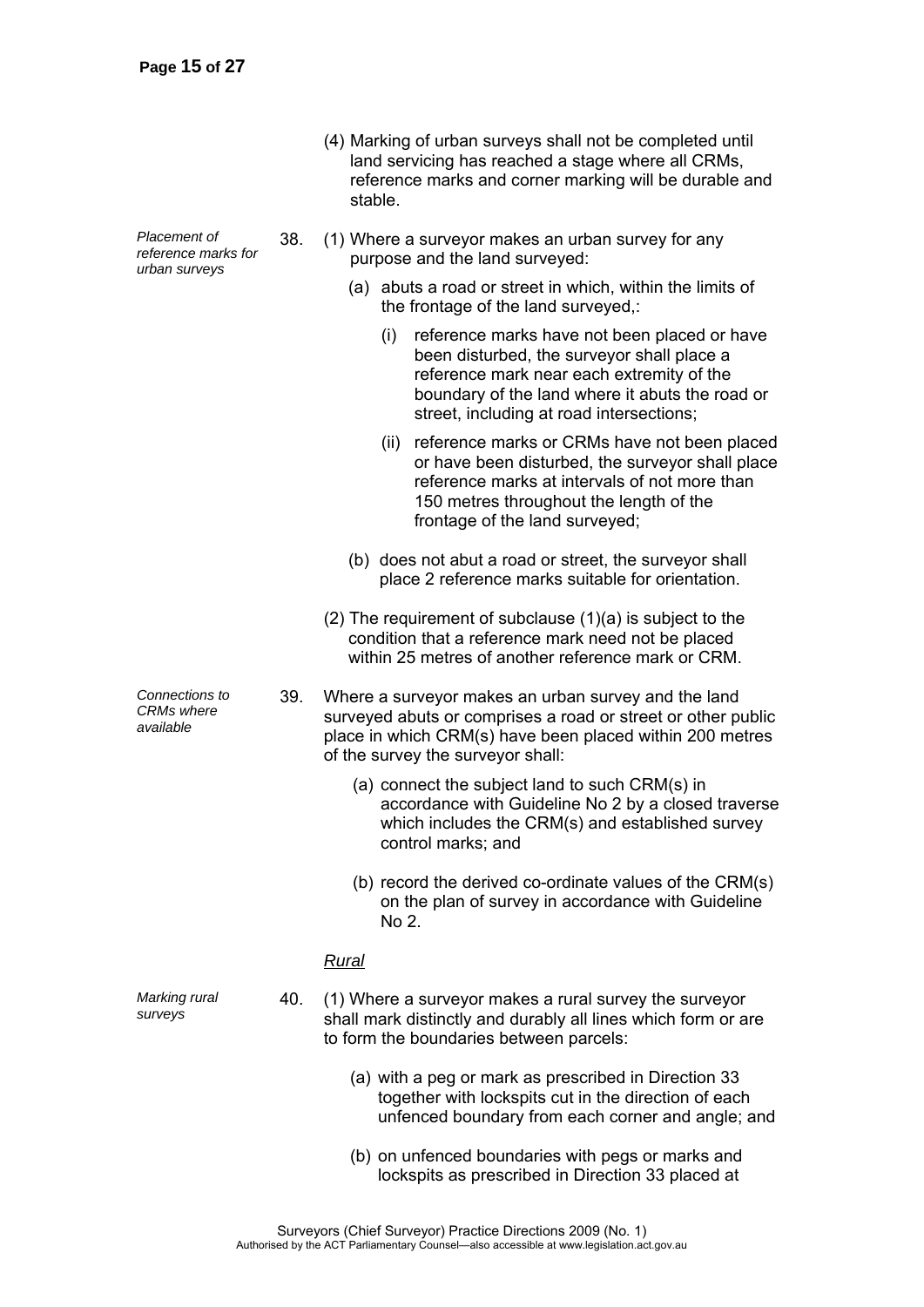(4) Marking of urban surveys shall not be completed until land servicing has reached a stage where all CRMs, reference marks and corner marking will be durable and stable.

*Placement of reference marks for urban surveys*

38. (1) Where a surveyor makes an urban survey for any purpose and the land surveyed:

(a) abuts a road or street in which, within the limits of the frontage of the land surveyed,:

(i) reference marks have not been placed or have been disturbed, the surveyor shall place a reference mark near each extremity of the boundary of the land where it abuts the road or street, including at road intersections;

(ii) reference marks or CRMs have not been placed or have been disturbed, the surveyor shall place reference marks at intervals of not more than 150 metres throughout the length of the frontage of the land surveyed;

(b) does not abut a road or street, the surveyor shall place 2 reference marks suitable for orientation.

(2) The requirement of subclause (1)(a) is subject to the condition that a reference mark need not be placed within 25 metres of another reference mark or CRM.

*Connections to CRMs where available*

39. Where a surveyor makes an urban survey and the land surveyed abuts or comprises a road or street or other public place in which CRM(s) have been placed within 200 metres of the survey the surveyor shall:

(a) connect the subject land to such CRM(s) in accordance with Guideline No 2 by a closed traverse which includes the CRM(s) and established survey control marks; and

(b) record the derived co-ordinate values of the CRM(s) on the plan of survey in accordance with Guideline No 2.

*Rural*

*Marking rural surveys*

40. (1) Where a surveyor makes a rural survey the surveyor shall mark distinctly and durably all lines which form or are to form the boundaries between parcels:

(a) with a peg or mark as prescribed in Direction 33 together with lockspits cut in the direction of each unfenced boundary from each corner and angle; and

(b) on unfenced boundaries with pegs or marks and lockspits as prescribed in Direction 33 placed at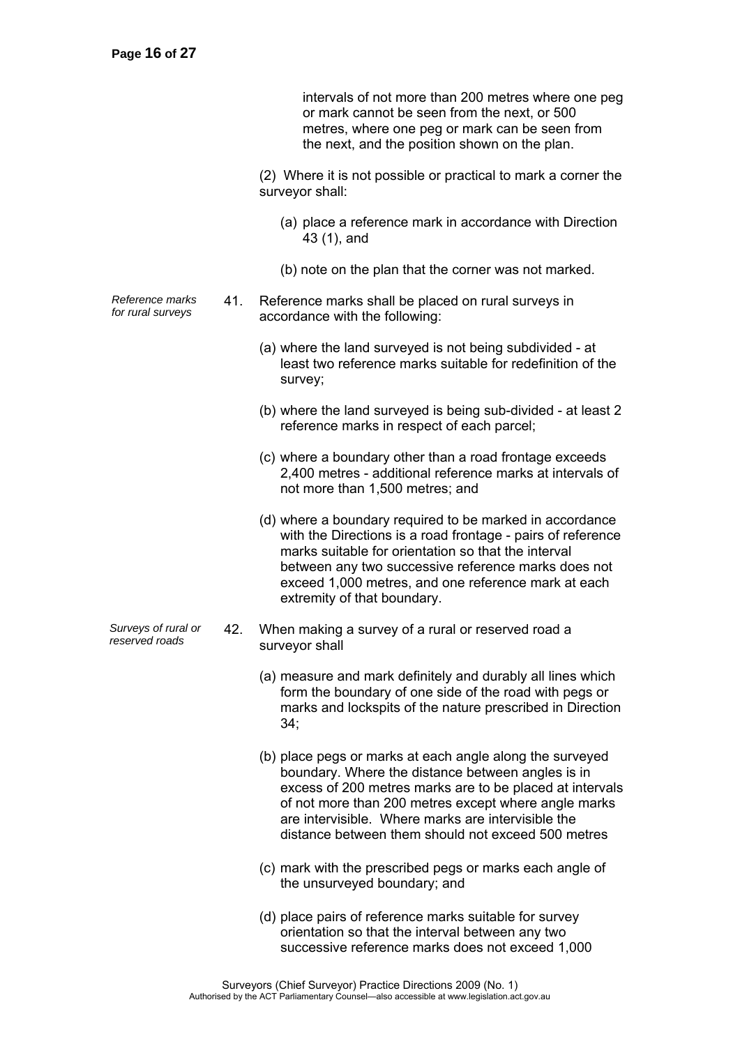intervals of not more than 200 metres where one peg or mark cannot be seen from the next, or 500 metres, where one peg or mark can be seen from the next, and the position shown on the plan.

(2) Where it is not possible or practical to mark a corner the surveyor shall:

(a) place a reference mark in accordance with Direction 43 (1), and

(b) note on the plan that the corner was not marked.

*Reference marks for rural surveys*

41. Reference marks shall be placed on rural surveys in accordance with the following:

(a) where the land surveyed is not being subdivided - at least two reference marks suitable for redefinition of the survey;

(b) where the land surveyed is being sub-divided - at least 2 reference marks in respect of each parcel;

(c) where a boundary other than a road frontage exceeds 2,400 metres - additional reference marks at intervals of not more than 1,500 metres; and

(d) where a boundary required to be marked in accordance with the Directions is a road frontage - pairs of reference marks suitable for orientation so that the interval between any two successive reference marks does not exceed 1,000 metres, and one reference mark at each extremity of that boundary.

*Surveys of rural or reserved roads*

42. When making a survey of a rural or reserved road a surveyor shall

(a) measure and mark definitely and durably all lines which form the boundary of one side of the road with pegs or marks and lockspits of the nature prescribed in Direction 34;

(b) place pegs or marks at each angle along the surveyed boundary. Where the distance between angles is in excess of 200 metres marks are to be placed at intervals of not more than 200 metres except where angle marks are intervisible. Where marks are intervisible the distance between them should not exceed 500 metres

(c) mark with the prescribed pegs or marks each angle of the unsurveyed boundary; and

(d) place pairs of reference marks suitable for survey orientation so that the interval between any two successive reference marks does not exceed 1,000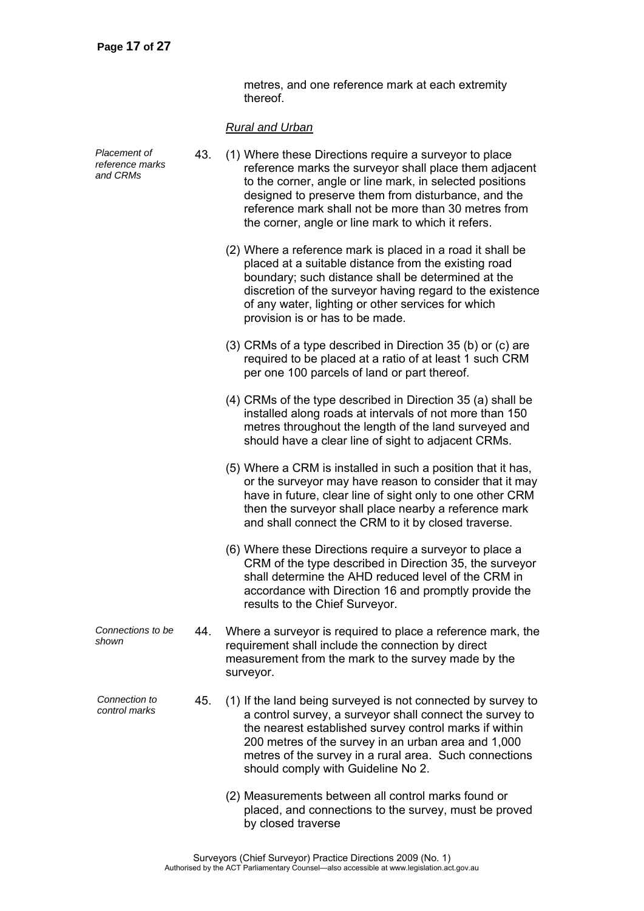metres, and one reference mark at each extremity thereof.

*Rural and Urban*

*Placement of reference marks and CRMs*

43. (1) Where these Directions require a surveyor to place reference marks the surveyor shall place them adjacent to the corner, angle or line mark, in selected positions designed to preserve them from disturbance, and the reference mark shall not be more than 30 metres from the corner, angle or line mark to which it refers.

(2) Where a reference mark is placed in a road it shall be placed at a suitable distance from the existing road boundary; such distance shall be determined at the discretion of the surveyor having regard to the existence of any water, lighting or other services for which provision is or has to be made.

(3) CRMs of a type described in Direction 35 (b) or (c) are required to be placed at a ratio of at least 1 such CRM per one 100 parcels of land or part thereof.

(4) CRMs of the type described in Direction 35 (a) shall be installed along roads at intervals of not more than 150 metres throughout the length of the land surveyed and should have a clear line of sight to adjacent CRMs.

(5) Where a CRM is installed in such a position that it has, or the surveyor may have reason to consider that it may have in future, clear line of sight only to one other CRM then the surveyor shall place nearby a reference mark and shall connect the CRM to it by closed traverse.

(6) Where these Directions require a surveyor to place a CRM of the type described in Direction 35, the surveyor shall determine the AHD reduced level of the CRM in accordance with Direction 16 and promptly provide the results to the Chief Surveyor.

*Connections to be shown*

44. Where a surveyor is required to place a reference mark, the requirement shall include the connection by direct measurement from the mark to the survey made by the surveyor.

*Connection to control marks*

45. (1) If the land being surveyed is not connected by survey to a control survey, a surveyor shall connect the survey to the nearest established survey control marks if within 200 metres of the survey in an urban area and 1,000 metres of the survey in a rural area. Such connections should comply with Guideline No 2.

(2) Measurements between all control marks found or placed, and connections to the survey, must be proved by closed traverse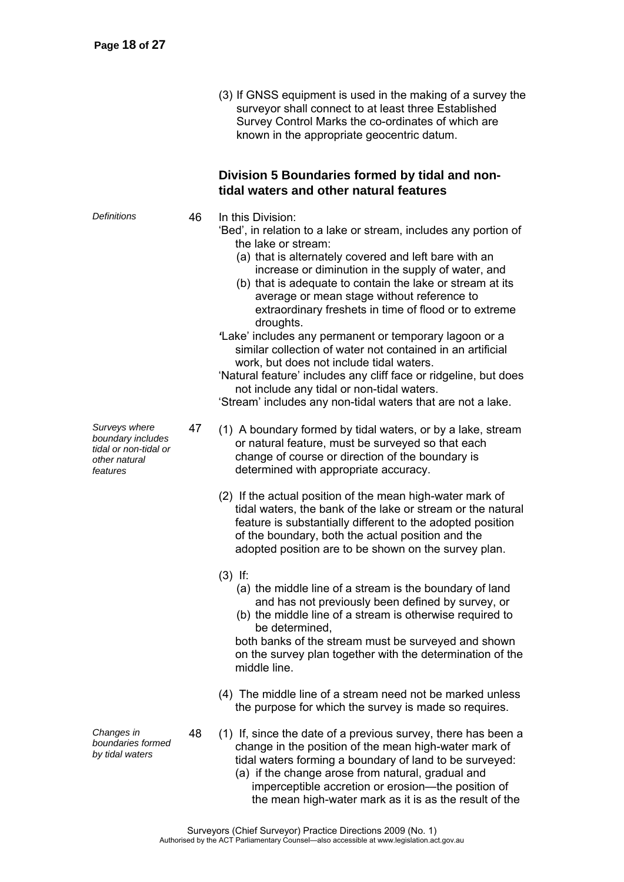(3) If GNSS equipment is used in the making of a survey the surveyor shall connect to at least three Established Survey Control Marks the co-ordinates of which are known in the appropriate geocentric datum.

## Division 5 Boundaries formed by tidal and non-tidal waters and other natural features

*Definitions*

**46** In this Division:

'Bed', in relation to a lake or stream, includes any portion of the lake or stream:

(a) that is alternately covered and left bare with an increase or diminution in the supply of water, and

(b) that is adequate to contain the lake or stream at its average or mean stage without reference to extraordinary freshets in time of flood or to extreme droughts.

'Lake' includes any permanent or temporary lagoon or a similar collection of water not contained in an artificial work, but does not include tidal waters.

'Natural feature' includes any cliff face or ridgeline, but does not include any tidal or non-tidal waters.

'Stream' includes any non-tidal waters that are not a lake.

*Surveys where boundary includes tidal or non-tidal or other natural features*

**47** (1) A boundary formed by tidal waters, or by a lake, stream or natural feature, must be surveyed so that each change of course or direction of the boundary is determined with appropriate accuracy.

(2) If the actual position of the mean high-water mark of tidal waters, the bank of the lake or stream or the natural feature is substantially different to the adopted position of the boundary, both the actual position and the adopted position are to be shown on the survey plan.

(3) If:

(a) the middle line of a stream is the boundary of land and has not previously been defined by survey, or

(b) the middle line of a stream is otherwise required to be determined,

both banks of the stream must be surveyed and shown on the survey plan together with the determination of the middle line.

(4) The middle line of a stream need not be marked unless the purpose for which the survey is made so requires.

*Changes in boundaries formed by tidal waters*

**48** (1) If, since the date of a previous survey, there has been a change in the position of the mean high-water mark of tidal waters forming a boundary of land to be surveyed:

(a) if the change arose from natural, gradual and imperceptible accretion or erosion—the position of the mean high-water mark as it is as the result of the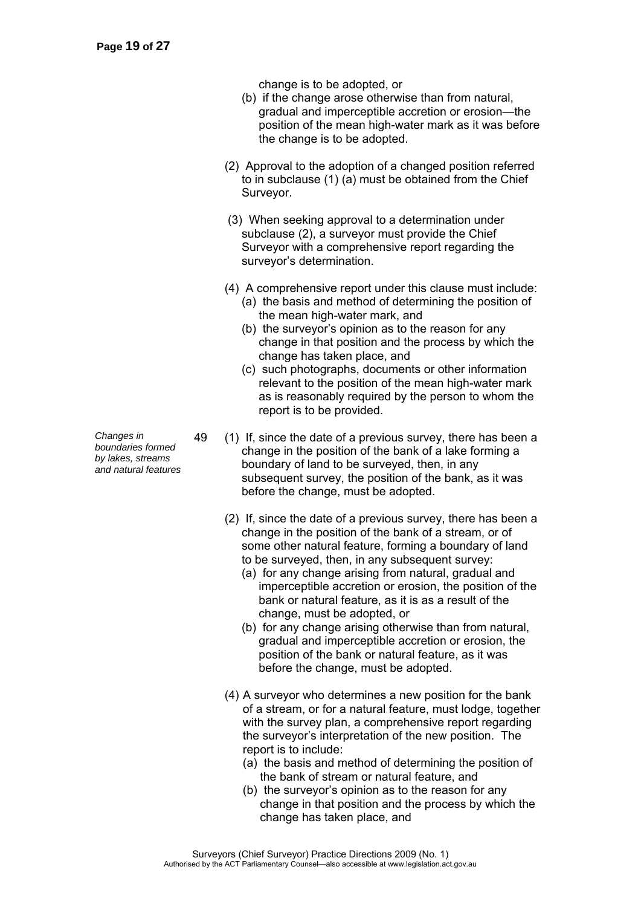change is to be adopted, or

(b) if the change arose otherwise than from natural, gradual and imperceptible accretion or erosion—the position of the mean high-water mark as it was before the change is to be adopted.

(2) Approval to the adoption of a changed position referred to in subclause (1) (a) must be obtained from the Chief Surveyor.

(3) When seeking approval to a determination under subclause (2), a surveyor must provide the Chief Surveyor with a comprehensive report regarding the surveyor's determination.

(4) A comprehensive report under this clause must include:

(a) the basis and method of determining the position of the mean high-water mark, and

(b) the surveyor's opinion as to the reason for any change in that position and the process by which the change has taken place, and

(c) such photographs, documents or other information relevant to the position of the mean high-water mark as is reasonably required by the person to whom the report is to be provided.

*Changes in boundaries formed by lakes, streams and natural features*

49 (1) If, since the date of a previous survey, there has been a change in the position of the bank of a lake forming a boundary of land to be surveyed, then, in any subsequent survey, the position of the bank, as it was before the change, must be adopted.

(2) If, since the date of a previous survey, there has been a change in the position of the bank of a stream, or of some other natural feature, forming a boundary of land to be surveyed, then, in any subsequent survey:

(a) for any change arising from natural, gradual and imperceptible accretion or erosion, the position of the bank or natural feature, as it is as a result of the change, must be adopted, or

(b) for any change arising otherwise than from natural, gradual and imperceptible accretion or erosion, the position of the bank or natural feature, as it was before the change, must be adopted.

(4) A surveyor who determines a new position for the bank of a stream, or for a natural feature, must lodge, together with the survey plan, a comprehensive report regarding the surveyor's interpretation of the new position. The report is to include:

(a) the basis and method of determining the position of the bank of stream or natural feature, and

(b) the surveyor's opinion as to the reason for any change in that position and the process by which the change has taken place, and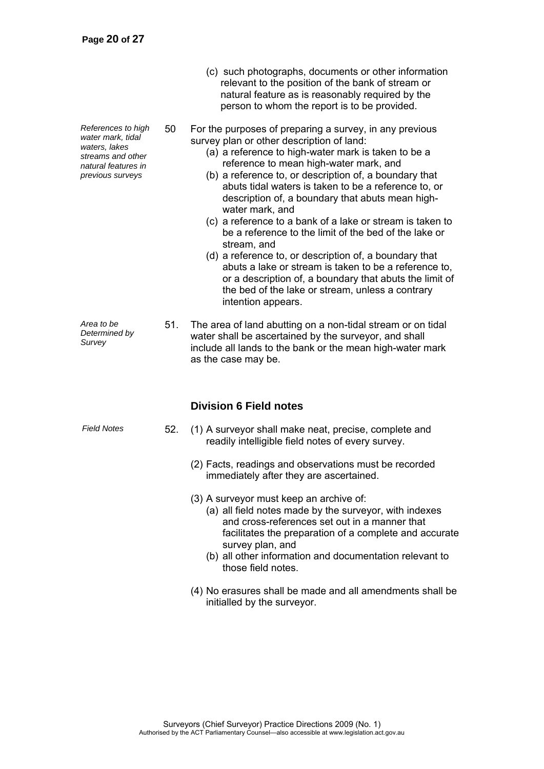(c) such photographs, documents or other information relevant to the position of the bank of stream or natural feature as is reasonably required by the person to whom the report is to be provided.

*References to high water mark, tidal waters, lakes streams and other natural features in previous surveys*

50 For the purposes of preparing a survey, in any previous survey plan or other description of land:

(a) a reference to high-water mark is taken to be a reference to mean high-water mark, and

(b) a reference to, or description of, a boundary that abuts tidal waters is taken to be a reference to, or description of, a boundary that abuts mean high-water mark, and

(c) a reference to a bank of a lake or stream is taken to be a reference to the limit of the bed of the lake or stream, and

(d) a reference to, or description of, a boundary that abuts a lake or stream is taken to be a reference to, or a description of, a boundary that abuts the limit of the bed of the lake or stream, unless a contrary intention appears.

*Area to be Determined by Survey*

51. The area of land abutting on a non-tidal stream or on tidal water shall be ascertained by the surveyor, and shall include all lands to the bank or the mean high-water mark as the case may be.

### Division 6 Field notes

*Field Notes*

52. (1) A surveyor shall make neat, precise, complete and readily intelligible field notes of every survey.

(2) Facts, readings and observations must be recorded immediately after they are ascertained.

(3) A surveyor must keep an archive of:

(a) all field notes made by the surveyor, with indexes and cross-references set out in a manner that facilitates the preparation of a complete and accurate survey plan, and

(b) all other information and documentation relevant to those field notes.

(4) No erasures shall be made and all amendments shall be initialled by the surveyor.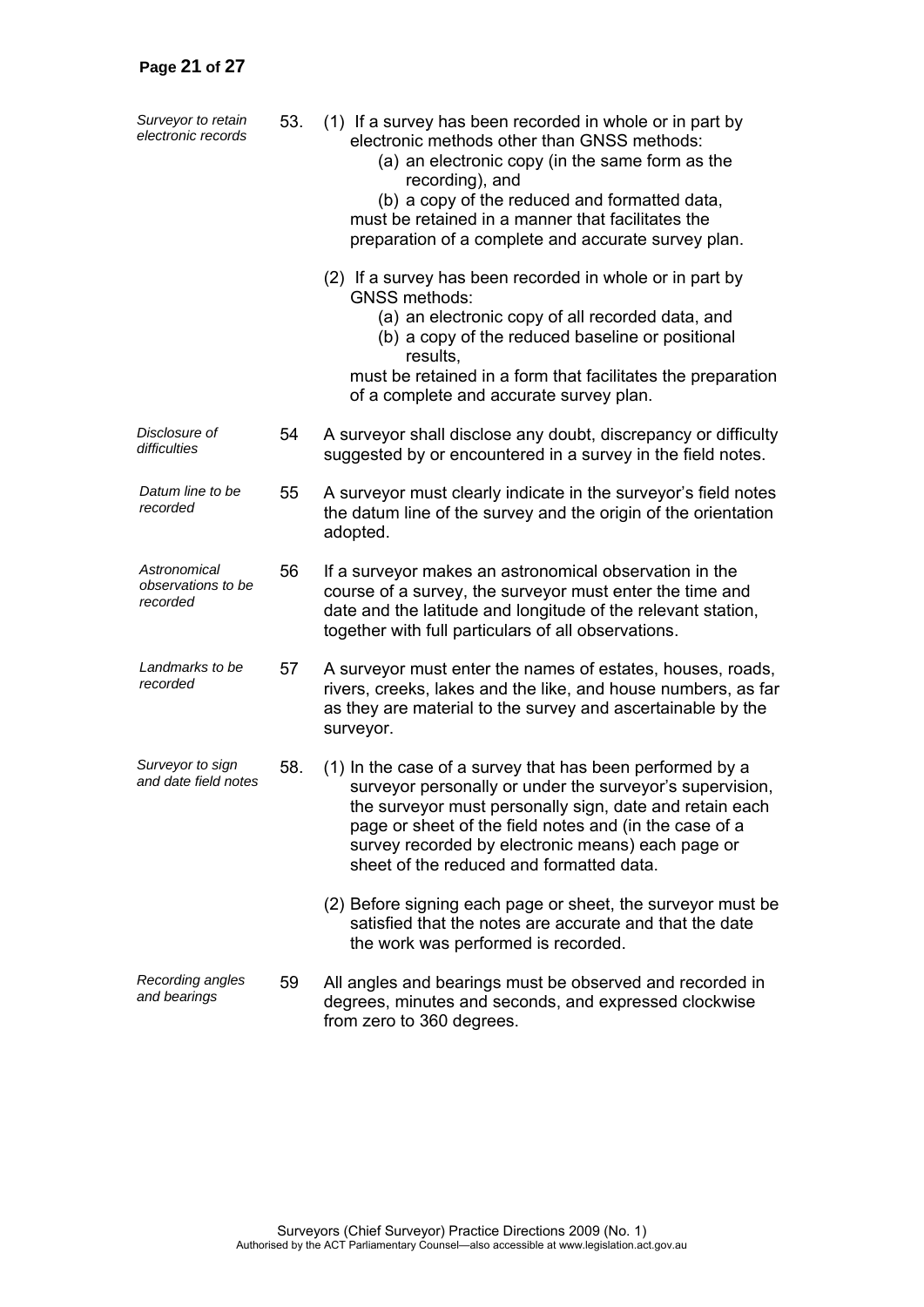*Surveyor to retain electronic records*

53. (1) If a survey has been recorded in whole or in part by electronic methods other than GNSS methods:

(a) an electronic copy (in the same form as the recording), and

(b) a copy of the reduced and formatted data,

must be retained in a manner that facilitates the preparation of a complete and accurate survey plan.

(2) If a survey has been recorded in whole or in part by GNSS methods:

(a) an electronic copy of all recorded data, and

(b) a copy of the reduced baseline or positional results,

must be retained in a form that facilitates the preparation of a complete and accurate survey plan.

*Disclosure of difficulties*

54 A surveyor shall disclose any doubt, discrepancy or difficulty suggested by or encountered in a survey in the field notes.

*Datum line to be recorded*

55 A surveyor must clearly indicate in the surveyor's field notes the datum line of the survey and the origin of the orientation adopted.

*Astronomical observations to be recorded*

56 If a surveyor makes an astronomical observation in the course of a survey, the surveyor must enter the time and date and the latitude and longitude of the relevant station, together with full particulars of all observations.

*Landmarks to be recorded*

57 A surveyor must enter the names of estates, houses, roads, rivers, creeks, lakes and the like, and house numbers, as far as they are material to the survey and ascertainable by the surveyor.

*Surveyor to sign and date field notes*

58. (1) In the case of a survey that has been performed by a surveyor personally or under the surveyor's supervision, the surveyor must personally sign, date and retain each page or sheet of the field notes and (in the case of a survey recorded by electronic means) each page or sheet of the reduced and formatted data.

(2) Before signing each page or sheet, the surveyor must be satisfied that the notes are accurate and that the date the work was performed is recorded.

*Recording angles and bearings*

59 All angles and bearings must be observed and recorded in degrees, minutes and seconds, and expressed clockwise from zero to 360 degrees.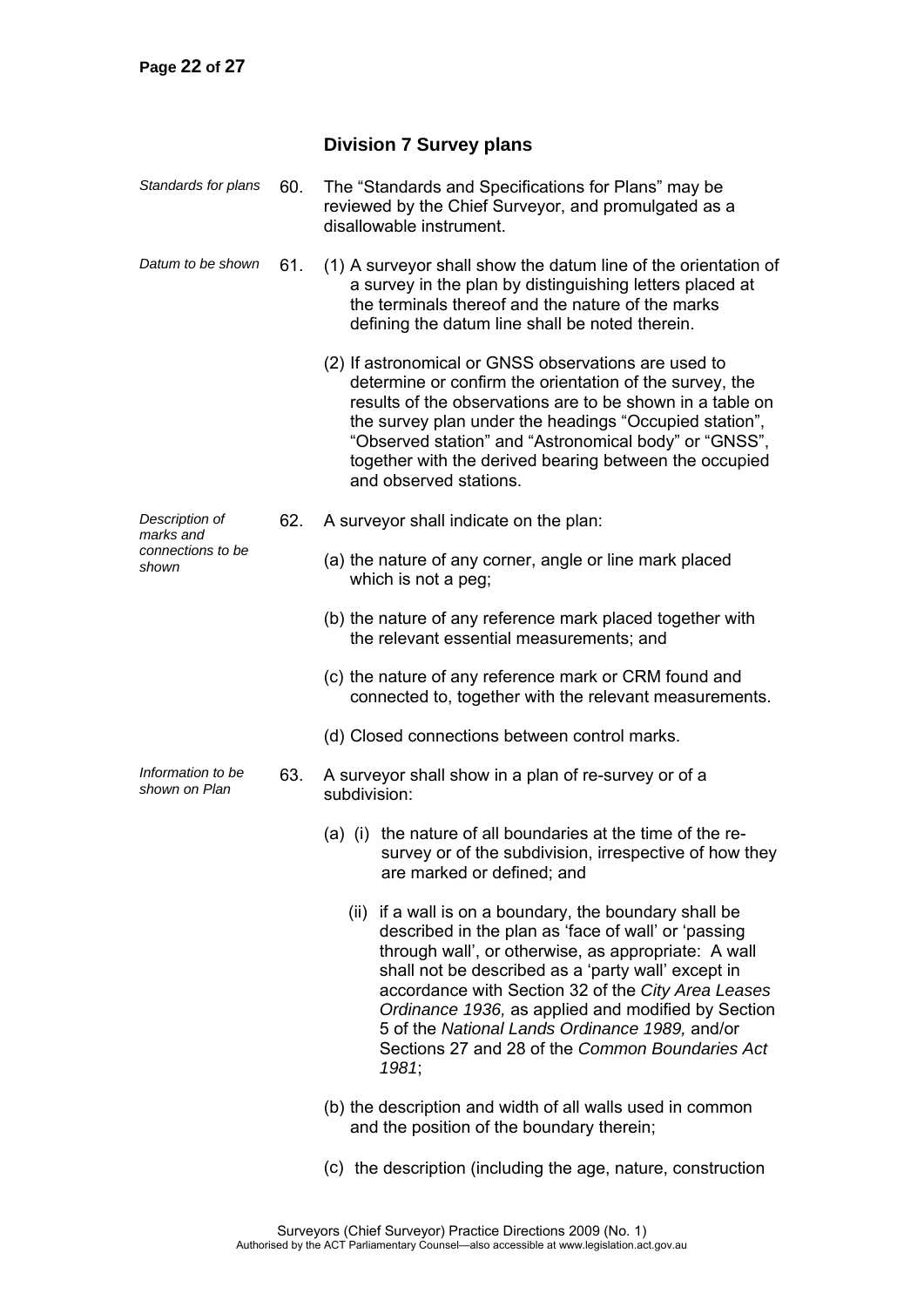### Division 7 Survey plans

*Standards for plans*

60. The "Standards and Specifications for Plans" may be reviewed by the Chief Surveyor, and promulgated as a disallowable instrument.

*Datum to be shown*

61. (1) A surveyor shall show the datum line of the orientation of a survey in the plan by distinguishing letters placed at the terminals thereof and the nature of the marks defining the datum line shall be noted therein.

(2) If astronomical or GNSS observations are used to determine or confirm the orientation of the survey, the results of the observations are to be shown in a table on the survey plan under the headings "Occupied station", "Observed station" and "Astronomical body" or "GNSS", together with the derived bearing between the occupied and observed stations.

*Description of marks and connections to be shown*

62. A surveyor shall indicate on the plan:

(a) the nature of any corner, angle or line mark placed which is not a peg;

(b) the nature of any reference mark placed together with the relevant essential measurements; and

(c) the nature of any reference mark or CRM found and connected to, together with the relevant measurements.

(d) Closed connections between control marks.

*Information to be shown on Plan*

63. A surveyor shall show in a plan of re-survey or of a subdivision:

(a) (i) the nature of all boundaries at the time of the re-survey or of the subdivision, irrespective of how they are marked or defined; and

(ii) if a wall is on a boundary, the boundary shall be described in the plan as 'face of wall' or 'passing through wall', or otherwise, as appropriate: A wall shall not be described as a 'party wall' except in accordance with Section 32 of the *City Area Leases Ordinance 1936,* as applied and modified by Section 5 of the *National Lands Ordinance 1989,* and/or Sections 27 and 28 of the *Common Boundaries Act 1981*;

(b) the description and width of all walls used in common and the position of the boundary therein;

(c) the description (including the age, nature, construction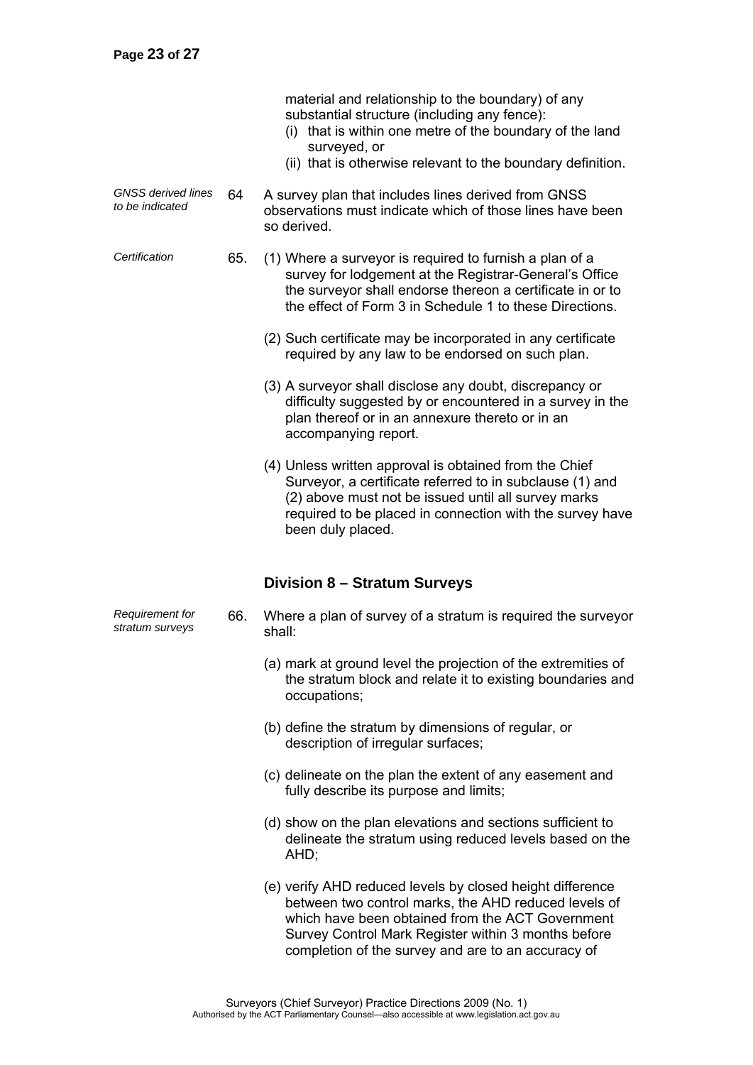material and relationship to the boundary) of any substantial structure (including any fence):

(i) that is within one metre of the boundary of the land surveyed, or

(ii) that is otherwise relevant to the boundary definition.

*GNSS derived lines to be indicated*

64 A survey plan that includes lines derived from GNSS observations must indicate which of those lines have been so derived.

*Certification*

65. (1) Where a surveyor is required to furnish a plan of a survey for lodgement at the Registrar-General's Office the surveyor shall endorse thereon a certificate in or to the effect of Form 3 in Schedule 1 to these Directions.

(2) Such certificate may be incorporated in any certificate required by any law to be endorsed on such plan.

(3) A surveyor shall disclose any doubt, discrepancy or difficulty suggested by or encountered in a survey in the plan thereof or in an annexure thereto or in an accompanying report.

(4) Unless written approval is obtained from the Chief Surveyor, a certificate referred to in subclause (1) and (2) above must not be issued until all survey marks required to be placed in connection with the survey have been duly placed.

## Division 8 – Stratum Surveys

*Requirement for stratum surveys*

66. Where a plan of survey of a stratum is required the surveyor shall:

(a) mark at ground level the projection of the extremities of the stratum block and relate it to existing boundaries and occupations;

(b) define the stratum by dimensions of regular, or description of irregular surfaces;

(c) delineate on the plan the extent of any easement and fully describe its purpose and limits;

(d) show on the plan elevations and sections sufficient to delineate the stratum using reduced levels based on the AHD;

(e) verify AHD reduced levels by closed height difference between two control marks, the AHD reduced levels of which have been obtained from the ACT Government Survey Control Mark Register within 3 months before completion of the survey and are to an accuracy of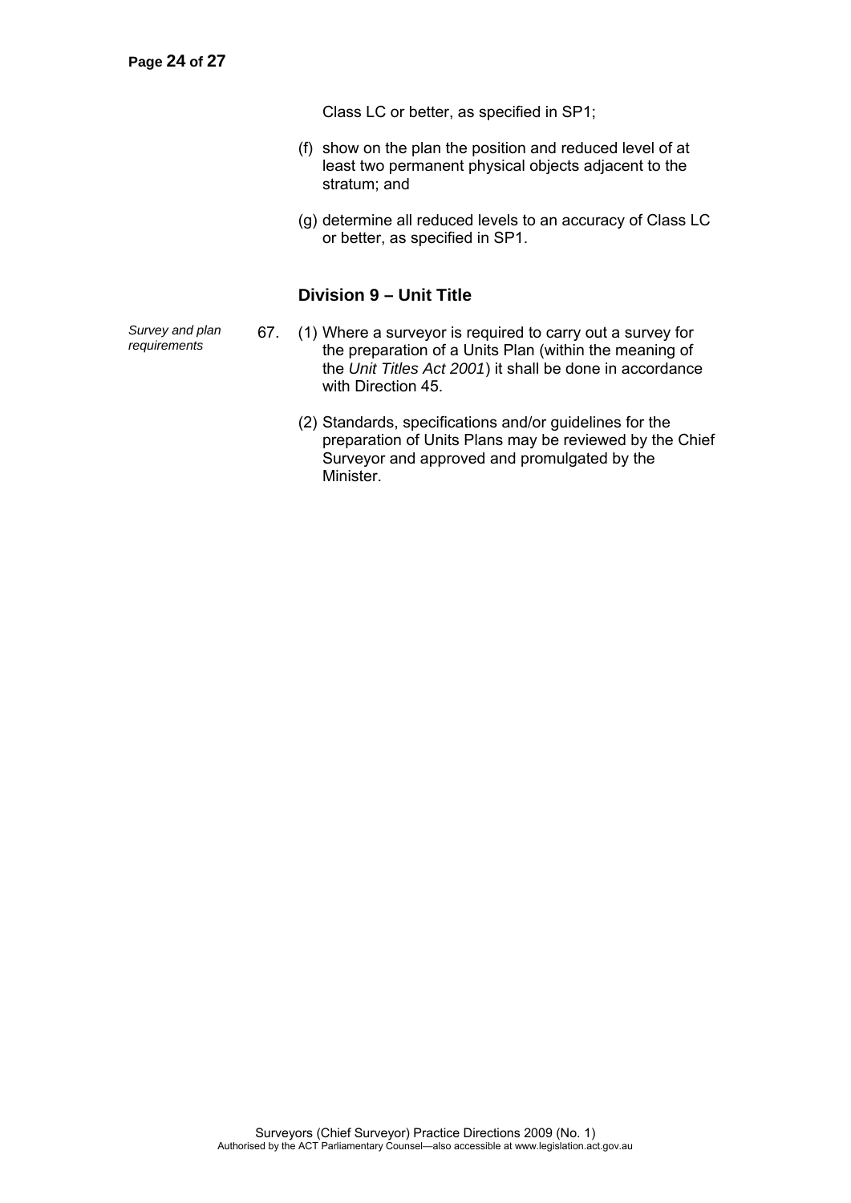Class LC or better, as specified in SP1;

(f) show on the plan the position and reduced level of at least two permanent physical objects adjacent to the stratum; and

(g) determine all reduced levels to an accuracy of Class LC or better, as specified in SP1.

## Division 9 – Unit Title

*Survey and plan requirements*

67. (1) Where a surveyor is required to carry out a survey for the preparation of a Units Plan (within the meaning of the *Unit Titles Act 2001*) it shall be done in accordance with Direction 45.

(2) Standards, specifications and/or guidelines for the preparation of Units Plans may be reviewed by the Chief Surveyor and approved and promulgated by the Minister.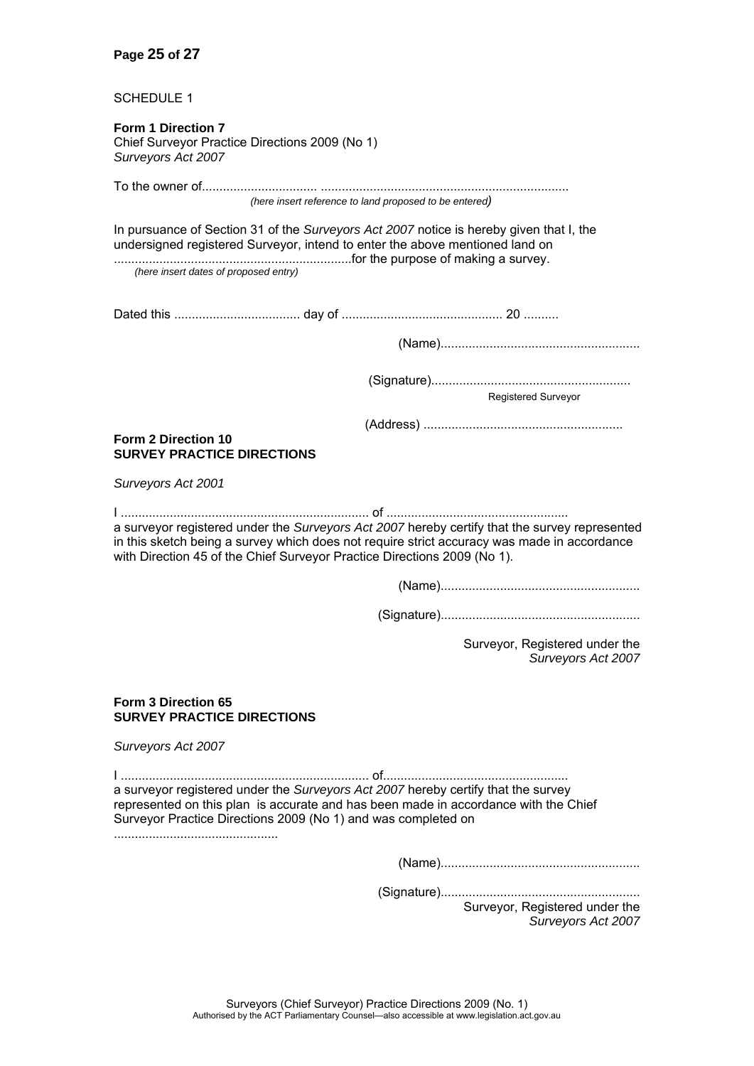SCHEDULE 1

**Form 1 Direction 7**
Chief Surveyor Practice Directions 2009 (No 1)
*Surveyors Act 2007*

To the owner of................................. ......................................................................
*(here insert reference to land proposed to be entered)*

In pursuance of Section 31 of the *Surveyors Act 2007* notice is hereby given that I, the undersigned registered Surveyor, intend to enter the above mentioned land on ....................................................................for the purpose of making a survey.
*(here insert dates of proposed entry)*

Dated this .................................... day of ............................................. 20 ..........

(Name).........................................................

(Signature).........................................................
Registered Surveyor

(Address) .........................................................

**Form 2 Direction 10**
**SURVEY PRACTICE DIRECTIONS**

*Surveyors Act 2001*

I ...................................................................... of ...................................................
a surveyor registered under the *Surveyors Act 2007* hereby certify that the survey represented in this sketch being a survey which does not require strict accuracy was made in accordance with Direction 45 of the Chief Surveyor Practice Directions 2009 (No 1).

(Name).........................................................

(Signature).........................................................

Surveyor, Registered under the *Surveyors Act 2007*

**Form 3 Direction 65**
**SURVEY PRACTICE DIRECTIONS**

*Surveyors Act 2007*

I ...................................................................... of...................................................
a surveyor registered under the *Surveyors Act 2007* hereby certify that the survey represented on this plan is accurate and has been made in accordance with the Chief Surveyor Practice Directions 2009 (No 1) and was completed on ...............................................

(Name).........................................................

(Signature).........................................................
Surveyor, Registered under the *Surveyors Act 2007*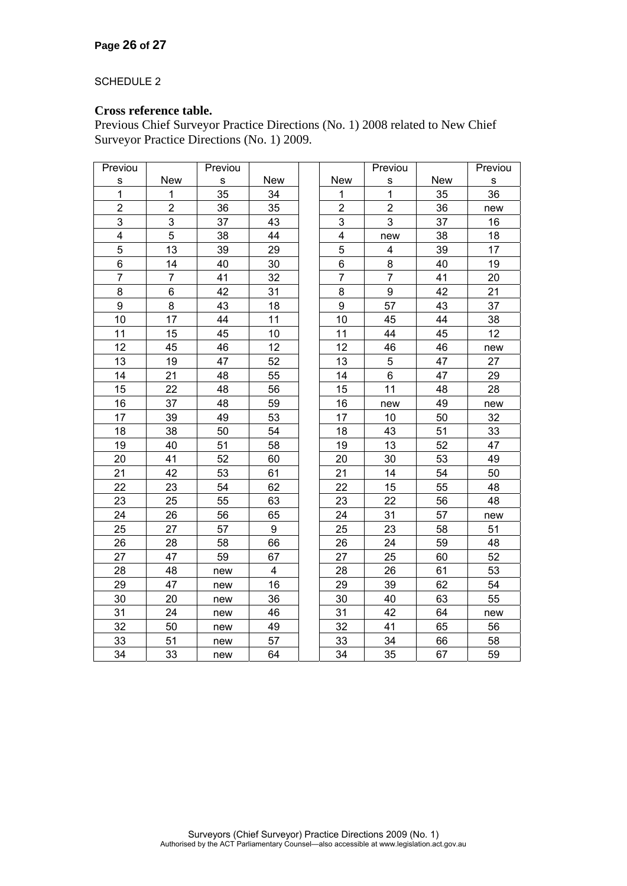SCHEDULE 2

**Cross reference table.**

Previous Chief Surveyor Practice Directions (No. 1) 2008 related to New Chief Surveyor Practice Directions (No. 1) 2009.

| Previous | New | Previous | New | | New | Previous | New | Previous |
|---|---|---|---|---|---|---|---|---|
| 1 | 1 | 35 | 34 | | 1 | 1 | 35 | 36 |
| 2 | 2 | 36 | 35 | | 2 | 2 | 36 | new |
| 3 | 3 | 37 | 43 | | 3 | 3 | 37 | 16 |
| 4 | 5 | 38 | 44 | | 4 | new | 38 | 18 |
| 5 | 13 | 39 | 29 | | 5 | 4 | 39 | 17 |
| 6 | 14 | 40 | 30 | | 6 | 8 | 40 | 19 |
| 7 | 7 | 41 | 32 | | 7 | 7 | 41 | 20 |
| 8 | 6 | 42 | 31 | | 8 | 9 | 42 | 21 |
| 9 | 8 | 43 | 18 | | 9 | 57 | 43 | 37 |
| 10 | 17 | 44 | 11 | | 10 | 45 | 44 | 38 |
| 11 | 15 | 45 | 10 | | 11 | 44 | 45 | 12 |
| 12 | 45 | 46 | 12 | | 12 | 46 | 46 | new |
| 13 | 19 | 47 | 52 | | 13 | 5 | 47 | 27 |
| 14 | 21 | 48 | 55 | | 14 | 6 | 47 | 29 |
| 15 | 22 | 48 | 56 | | 15 | 11 | 48 | 28 |
| 16 | 37 | 48 | 59 | | 16 | new | 49 | new |
| 17 | 39 | 49 | 53 | | 17 | 10 | 50 | 32 |
| 18 | 38 | 50 | 54 | | 18 | 43 | 51 | 33 |
| 19 | 40 | 51 | 58 | | 19 | 13 | 52 | 47 |
| 20 | 41 | 52 | 60 | | 20 | 30 | 53 | 49 |
| 21 | 42 | 53 | 61 | | 21 | 14 | 54 | 50 |
| 22 | 23 | 54 | 62 | | 22 | 15 | 55 | 48 |
| 23 | 25 | 55 | 63 | | 23 | 22 | 56 | 48 |
| 24 | 26 | 56 | 65 | | 24 | 31 | 57 | new |
| 25 | 27 | 57 | 9 | | 25 | 23 | 58 | 51 |
| 26 | 28 | 58 | 66 | | 26 | 24 | 59 | 48 |
| 27 | 47 | 59 | 67 | | 27 | 25 | 60 | 52 |
| 28 | 48 | new | 4 | | 28 | 26 | 61 | 53 |
| 29 | 47 | new | 16 | | 29 | 39 | 62 | 54 |
| 30 | 20 | new | 36 | | 30 | 40 | 63 | 55 |
| 31 | 24 | new | 46 | | 31 | 42 | 64 | new |
| 32 | 50 | new | 49 | | 32 | 41 | 65 | 56 |
| 33 | 51 | new | 57 | | 33 | 34 | 66 | 58 |
| 34 | 33 | new | 64 | | 34 | 35 | 67 | 59 |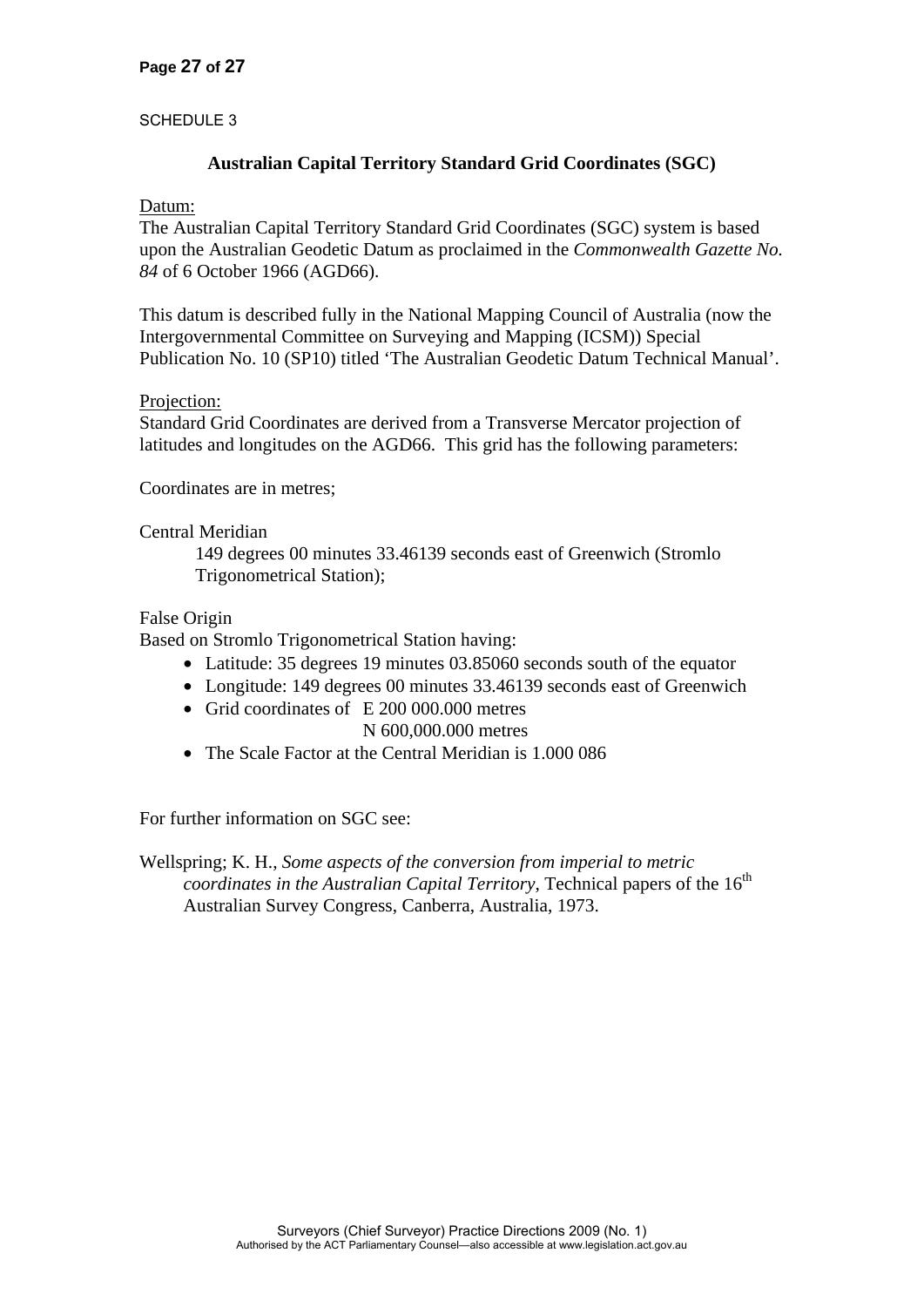SCHEDULE 3

## Australian Capital Territory Standard Grid Coordinates (SGC)

Datum:

The Australian Capital Territory Standard Grid Coordinates (SGC) system is based upon the Australian Geodetic Datum as proclaimed in the *Commonwealth Gazette No. 84* of 6 October 1966 (AGD66).

This datum is described fully in the National Mapping Council of Australia (now the Intergovernmental Committee on Surveying and Mapping (ICSM)) Special Publication No. 10 (SP10) titled 'The Australian Geodetic Datum Technical Manual'.

Projection:

Standard Grid Coordinates are derived from a Transverse Mercator projection of latitudes and longitudes on the AGD66. This grid has the following parameters:

Coordinates are in metres;

Central Meridian

149 degrees 00 minutes 33.46139 seconds east of Greenwich (Stromlo Trigonometrical Station);

False Origin

Based on Stromlo Trigonometrical Station having:

- Latitude: 35 degrees 19 minutes 03.85060 seconds south of the equator
- Longitude: 149 degrees 00 minutes 33.46139 seconds east of Greenwich
- Grid coordinates of E 200 000.000 metres
  N 600,000.000 metres
- The Scale Factor at the Central Meridian is 1.000 086

For further information on SGC see:

Wellspring; K. H., *Some aspects of the conversion from imperial to metric coordinates in the Australian Capital Territory*, Technical papers of the 16th Australian Survey Congress, Canberra, Australia, 1973.